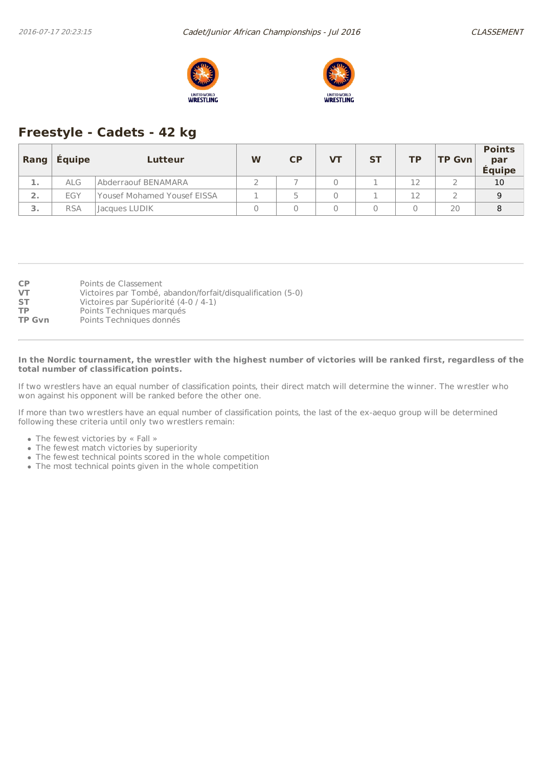## Freestyle - Cadets - 42 kg

| Rang | Équipe | Lutteur | W | CP | VT | ST | TP | TP Gvn | Points par Équipe |
|---|---|---|---|---|---|---|---|---|---|
| 1. | ALG | Abderraouf BENAMARA | 2 | 7 | 0 | 1 | 12 | 2 | 10 |
| 2. | EGY | Yousef Mohamed Yousef EISSA | 1 | 5 | 0 | 1 | 12 | 2 | 9 |
| 3. | RSA | Jacques LUDIK | 0 | 0 | 0 | 0 | 0 | 20 | 8 |

**CP** Points de Classement
**VT** Victoires par Tombé, abandon/forfait/disqualification (5-0)
**ST** Victoires par Supériorité (4-0 / 4-1)
**TP** Points Techniques marqués
**TP Gvn** Points Techniques donnés

**In the Nordic tournament, the wrestler with the highest number of victories will be ranked first, regardless of the total number of classification points.**

If two wrestlers have an equal number of classification points, their direct match will determine the winner. The wrestler who won against his opponent will be ranked before the other one.

If more than two wrestlers have an equal number of classification points, the last of the ex-aequo group will be determined following these criteria until only two wrestlers remain:

- The fewest victories by « Fall »
- The fewest match victories by superiority
- The fewest technical points scored in the whole competition
- The most technical points given in the whole competition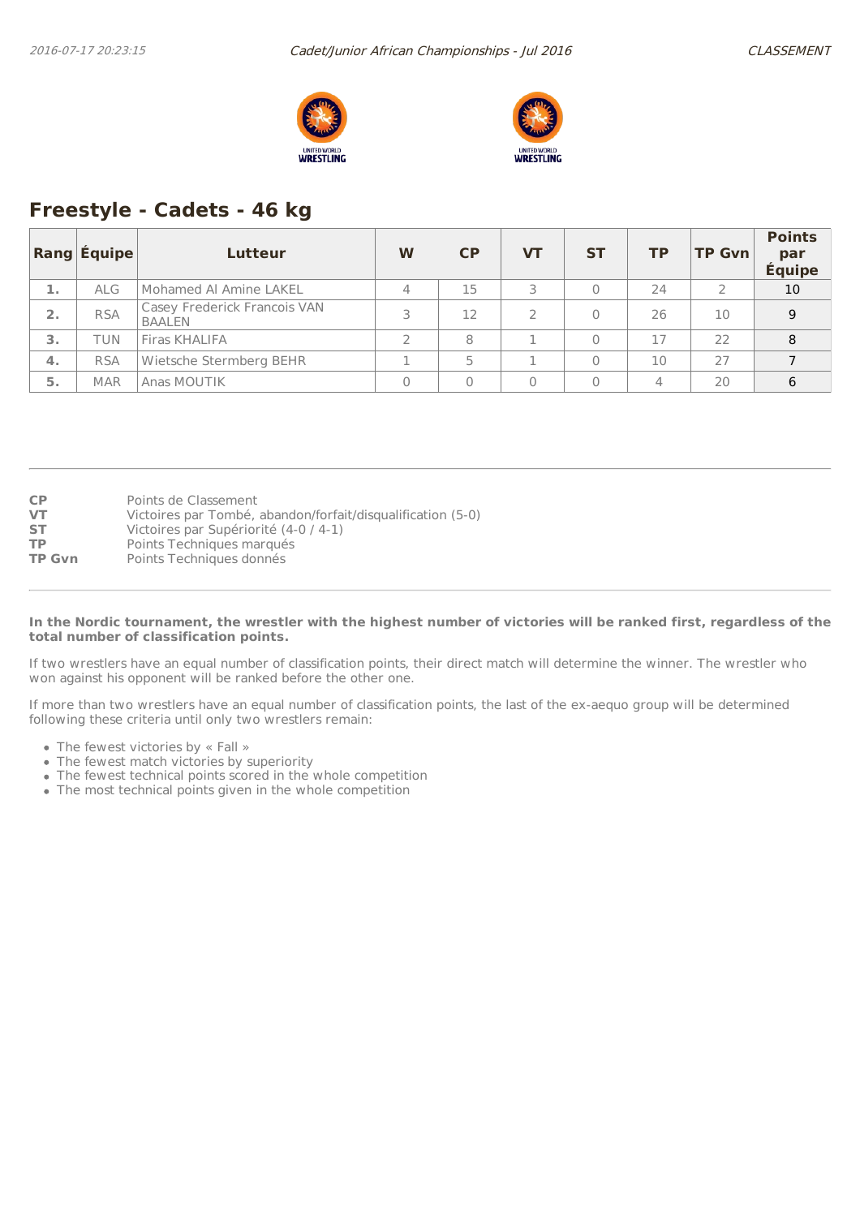## Freestyle - Cadets - 46 kg

| Rang | Équipe | Lutteur | W | CP | VT | ST | TP | TP Gvn | Points par Équipe |
|---|---|---|---|---|---|---|---|---|---|
| 1. | ALG | Mohamed Al Amine LAKEL | 4 | 15 | 3 | 0 | 24 | 2 | 10 |
| 2. | RSA | Casey Frederick Francois VAN BAALEN | 3 | 12 | 2 | 0 | 26 | 10 | 9 |
| 3. | TUN | Firas KHALIFA | 2 | 8 | 1 | 0 | 17 | 22 | 8 |
| 4. | RSA | Wietsche Stermberg BEHR | 1 | 5 | 1 | 0 | 10 | 27 | 7 |
| 5. | MAR | Anas MOUTIK | 0 | 0 | 0 | 0 | 4 | 20 | 6 |

**CP** Points de Classement
**VT** Victoires par Tombé, abandon/forfait/disqualification (5-0)
**ST** Victoires par Supériorité (4-0 / 4-1)
**TP** Points Techniques marqués
**TP Gvn** Points Techniques donnés

**In the Nordic tournament, the wrestler with the highest number of victories will be ranked first, regardless of the total number of classification points.**

If two wrestlers have an equal number of classification points, their direct match will determine the winner. The wrestler who won against his opponent will be ranked before the other one.

If more than two wrestlers have an equal number of classification points, the last of the ex-aequo group will be determined following these criteria until only two wrestlers remain:

- The fewest victories by « Fall »
- The fewest match victories by superiority
- The fewest technical points scored in the whole competition
- The most technical points given in the whole competition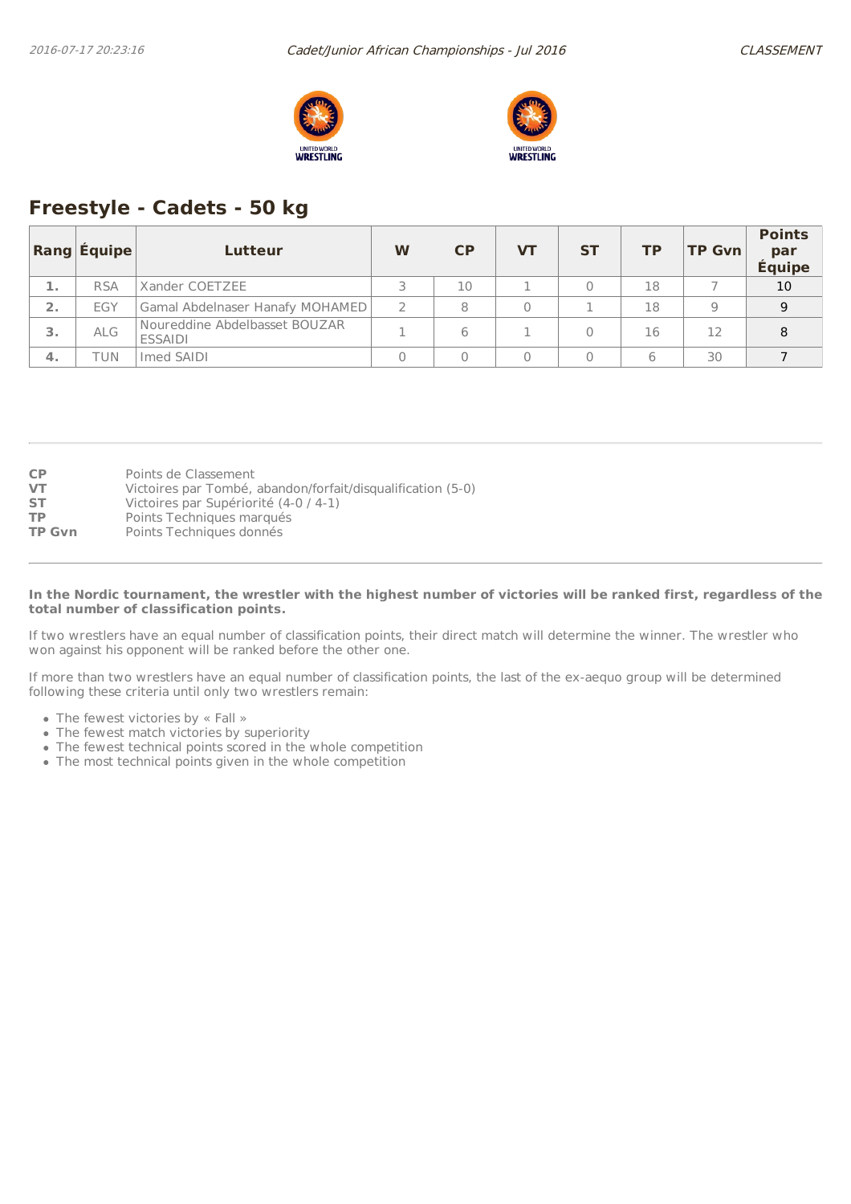## Freestyle - Cadets - 50 kg

| Rang | Équipe | Lutteur | W | CP | VT | ST | TP | TP Gvn | Points par Équipe |
|---|---|---|---|---|---|---|---|---|---|
| 1. | RSA | Xander COETZEE | 3 | 10 | 1 | 0 | 18 | 7 | 10 |
| 2. | EGY | Gamal Abdelnaser Hanafy MOHAMED | 2 | 8 | 0 | 1 | 18 | 9 | 9 |
| 3. | ALG | Noureddine Abdelbasset BOUZAR ESSAIDI | 1 | 6 | 1 | 0 | 16 | 12 | 8 |
| 4. | TUN | Imed SAIDI | 0 | 0 | 0 | 0 | 6 | 30 | 7 |

**CP** Points de Classement
**VT** Victoires par Tombé, abandon/forfait/disqualification (5-0)
**ST** Victoires par Supériorité (4-0 / 4-1)
**TP** Points Techniques marqués
**TP Gvn** Points Techniques donnés

**In the Nordic tournament, the wrestler with the highest number of victories will be ranked first, regardless of the total number of classification points.**

If two wrestlers have an equal number of classification points, their direct match will determine the winner. The wrestler who won against his opponent will be ranked before the other one.

If more than two wrestlers have an equal number of classification points, the last of the ex-aequo group will be determined following these criteria until only two wrestlers remain:

- The fewest victories by « Fall »
- The fewest match victories by superiority
- The fewest technical points scored in the whole competition
- The most technical points given in the whole competition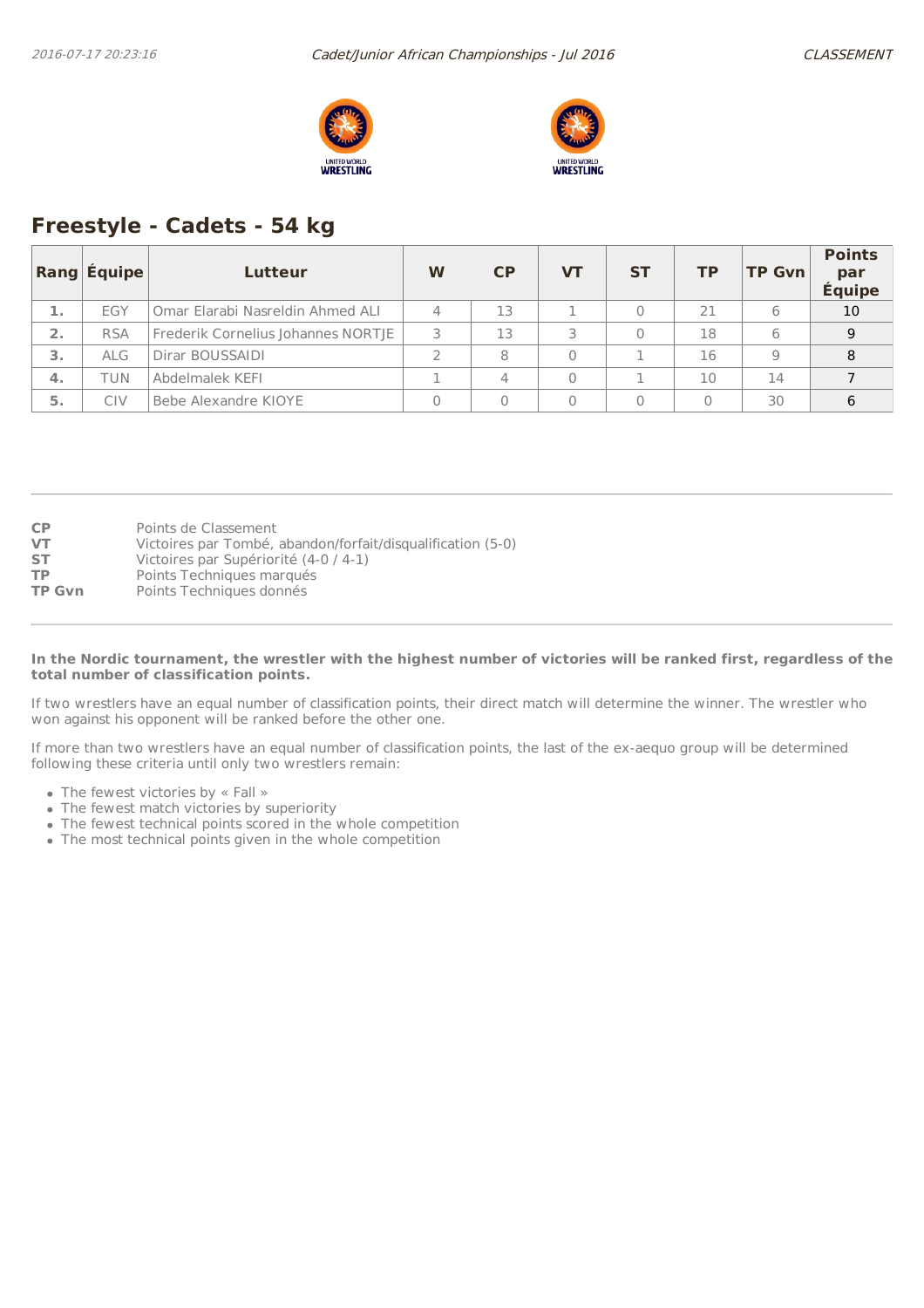## Freestyle - Cadets - 54 kg

| Rang | Équipe | Lutteur | W | CP | VT | ST | TP | TP Gvn | Points par Équipe |
|---|---|---|---|---|---|---|---|---|---|
| 1. | EGY | Omar Elarabi Nasreldin Ahmed ALI | 4 | 13 | 1 | 0 | 21 | 6 | 10 |
| 2. | RSA | Frederik Cornelius Johannes NORTJE | 3 | 13 | 3 | 0 | 18 | 6 | 9 |
| 3. | ALG | Dirar BOUSSAIDI | 2 | 8 | 0 | 1 | 16 | 9 | 8 |
| 4. | TUN | Abdelmalek KEFI | 1 | 4 | 0 | 1 | 10 | 14 | 7 |
| 5. | CIV | Bebe Alexandre KIOYE | 0 | 0 | 0 | 0 | 0 | 30 | 6 |

**CP** Points de Classement
**VT** Victoires par Tombé, abandon/forfait/disqualification (5-0)
**ST** Victoires par Supériorité (4-0 / 4-1)
**TP** Points Techniques marqués
**TP Gvn** Points Techniques donnés

**In the Nordic tournament, the wrestler with the highest number of victories will be ranked first, regardless of the total number of classification points.**

If two wrestlers have an equal number of classification points, their direct match will determine the winner. The wrestler who won against his opponent will be ranked before the other one.

If more than two wrestlers have an equal number of classification points, the last of the ex-aequo group will be determined following these criteria until only two wrestlers remain:

- The fewest victories by « Fall »
- The fewest match victories by superiority
- The fewest technical points scored in the whole competition
- The most technical points given in the whole competition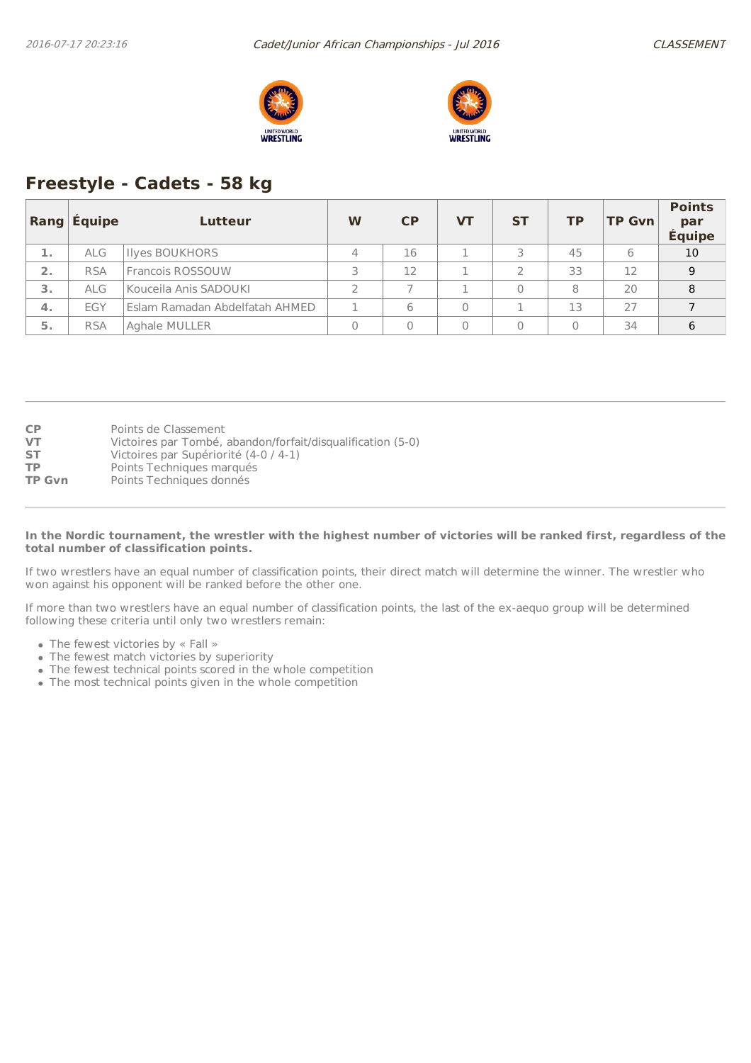## Freestyle - Cadets - 58 kg

| Rang | Équipe | Lutteur | W | CP | VT | ST | TP | TP Gvn | Points par Équipe |
|---|---|---|---|---|---|---|---|---|---|
| 1. | ALG | Ilyes BOUKHORS | 4 | 16 | 1 | 3 | 45 | 6 | 10 |
| 2. | RSA | Francois ROSSOUW | 3 | 12 | 1 | 2 | 33 | 12 | 9 |
| 3. | ALG | Kouceila Anis SADOUKI | 2 | 7 | 1 | 0 | 8 | 20 | 8 |
| 4. | EGY | Eslam Ramadan Abdelfatah AHMED | 1 | 6 | 0 | 1 | 13 | 27 | 7 |
| 5. | RSA | Aghale MULLER | 0 | 0 | 0 | 0 | 0 | 34 | 6 |

**CP** Points de Classement
**VT** Victoires par Tombé, abandon/forfait/disqualification (5-0)
**ST** Victoires par Supériorité (4-0 / 4-1)
**TP** Points Techniques marqués
**TP Gvn** Points Techniques donnés

**In the Nordic tournament, the wrestler with the highest number of victories will be ranked first, regardless of the total number of classification points.**

If two wrestlers have an equal number of classification points, their direct match will determine the winner. The wrestler who won against his opponent will be ranked before the other one.

If more than two wrestlers have an equal number of classification points, the last of the ex-aequo group will be determined following these criteria until only two wrestlers remain:

- The fewest victories by « Fall »
- The fewest match victories by superiority
- The fewest technical points scored in the whole competition
- The most technical points given in the whole competition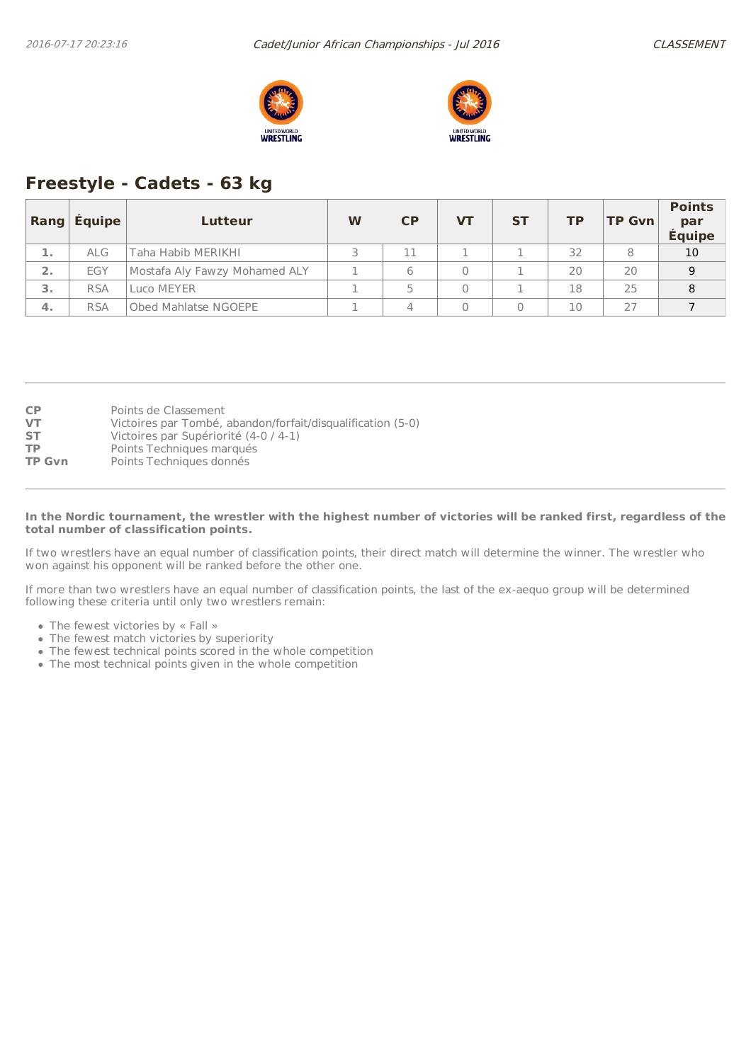## Freestyle - Cadets - 63 kg

| Rang | Équipe | Lutteur | W | CP | VT | ST | TP | TP Gvn | Points par Équipe |
|---|---|---|---|---|---|---|---|---|---|
| 1. | ALG | Taha Habib MERIKHI | 3 | 11 | 1 | 1 | 32 | 8 | 10 |
| 2. | EGY | Mostafa Aly Fawzy Mohamed ALY | 1 | 6 | 0 | 1 | 20 | 20 | 9 |
| 3. | RSA | Luco MEYER | 1 | 5 | 0 | 1 | 18 | 25 | 8 |
| 4. | RSA | Obed Mahlatse NGOEPE | 1 | 4 | 0 | 0 | 10 | 27 | 7 |

**CP** Points de Classement
**VT** Victoires par Tombé, abandon/forfait/disqualification (5-0)
**ST** Victoires par Supériorité (4-0 / 4-1)
**TP** Points Techniques marqués
**TP Gvn** Points Techniques donnés

**In the Nordic tournament, the wrestler with the highest number of victories will be ranked first, regardless of the total number of classification points.**

If two wrestlers have an equal number of classification points, their direct match will determine the winner. The wrestler who won against his opponent will be ranked before the other one.

If more than two wrestlers have an equal number of classification points, the last of the ex-aequo group will be determined following these criteria until only two wrestlers remain:

- The fewest victories by « Fall »
- The fewest match victories by superiority
- The fewest technical points scored in the whole competition
- The most technical points given in the whole competition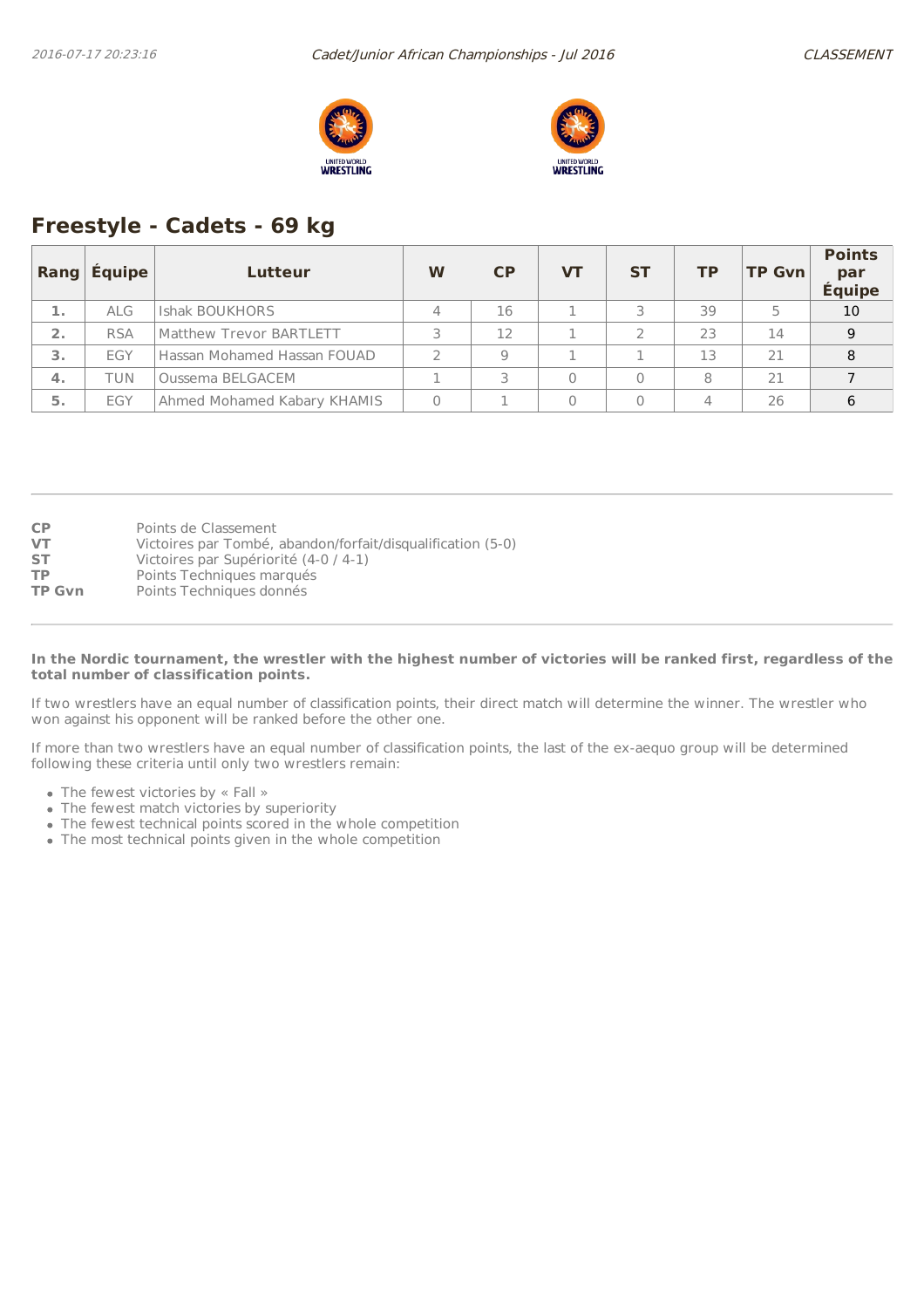## Freestyle - Cadets - 69 kg

| Rang | Équipe | Lutteur | W | CP | VT | ST | TP | TP Gvn | Points par Équipe |
|---|---|---|---|---|---|---|---|---|---|
| 1. | ALG | Ishak BOUKHORS | 4 | 16 | 1 | 3 | 39 | 5 | 10 |
| 2. | RSA | Matthew Trevor BARTLETT | 3 | 12 | 1 | 2 | 23 | 14 | 9 |
| 3. | EGY | Hassan Mohamed Hassan FOUAD | 2 | 9 | 1 | 1 | 13 | 21 | 8 |
| 4. | TUN | Oussema BELGACEM | 1 | 3 | 0 | 0 | 8 | 21 | 7 |
| 5. | EGY | Ahmed Mohamed Kabary KHAMIS | 0 | 1 | 0 | 0 | 4 | 26 | 6 |

**CP** Points de Classement
**VT** Victoires par Tombé, abandon/forfait/disqualification (5-0)
**ST** Victoires par Supériorité (4-0 / 4-1)
**TP** Points Techniques marqués
**TP Gvn** Points Techniques donnés

**In the Nordic tournament, the wrestler with the highest number of victories will be ranked first, regardless of the total number of classification points.**

If two wrestlers have an equal number of classification points, their direct match will determine the winner. The wrestler who won against his opponent will be ranked before the other one.

If more than two wrestlers have an equal number of classification points, the last of the ex-aequo group will be determined following these criteria until only two wrestlers remain:

- The fewest victories by « Fall »
- The fewest match victories by superiority
- The fewest technical points scored in the whole competition
- The most technical points given in the whole competition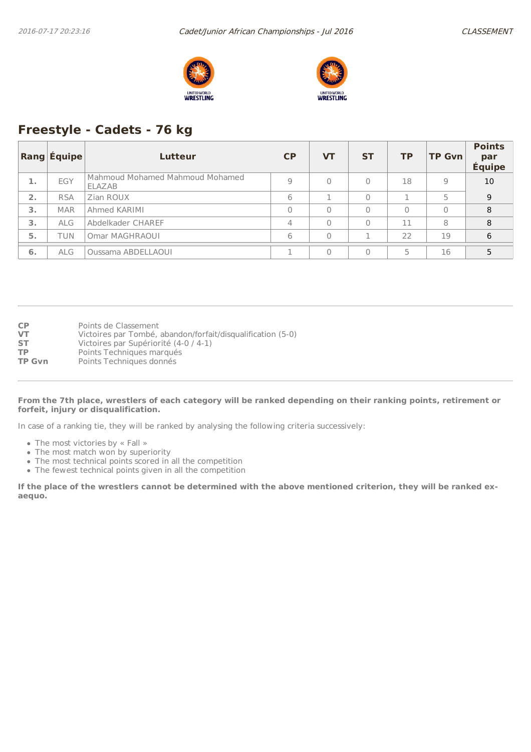## Freestyle - Cadets - 76 kg

| Rang | Équipe | Lutteur | CP | VT | ST | TP | TP Gvn | Points par Équipe |
|---|---|---|---|---|---|---|---|---|
| 1. | EGY | Mahmoud Mohamed Mahmoud Mohamed ELAZAB | 9 | 0 | 0 | 18 | 9 | 10 |
| 2. | RSA | Zian ROUX | 6 | 1 | 0 | 1 | 5 | 9 |
| 3. | MAR | Ahmed KARIMI | 0 | 0 | 0 | 0 | 0 | 8 |
| 3. | ALG | Abdelkader CHAREF | 4 | 0 | 0 | 11 | 8 | 8 |
| 5. | TUN | Omar MAGHRAOUI | 6 | 0 | 1 | 22 | 19 | 6 |
| 6. | ALG | Oussama ABDELLAOUI | 1 | 0 | 0 | 5 | 16 | 5 |

**CP** Points de Classement
**VT** Victoires par Tombé, abandon/forfait/disqualification (5-0)
**ST** Victoires par Supériorité (4-0 / 4-1)
**TP** Points Techniques marqués
**TP Gvn** Points Techniques donnés

**From the 7th place, wrestlers of each category will be ranked depending on their ranking points, retirement or forfeit, injury or disqualification.**

In case of a ranking tie, they will be ranked by analysing the following criteria successively:

- The most victories by « Fall »
- The most match won by superiority
- The most technical points scored in all the competition
- The fewest technical points given in all the competition

**If the place of the wrestlers cannot be determined with the above mentioned criterion, they will be ranked ex-aequo.**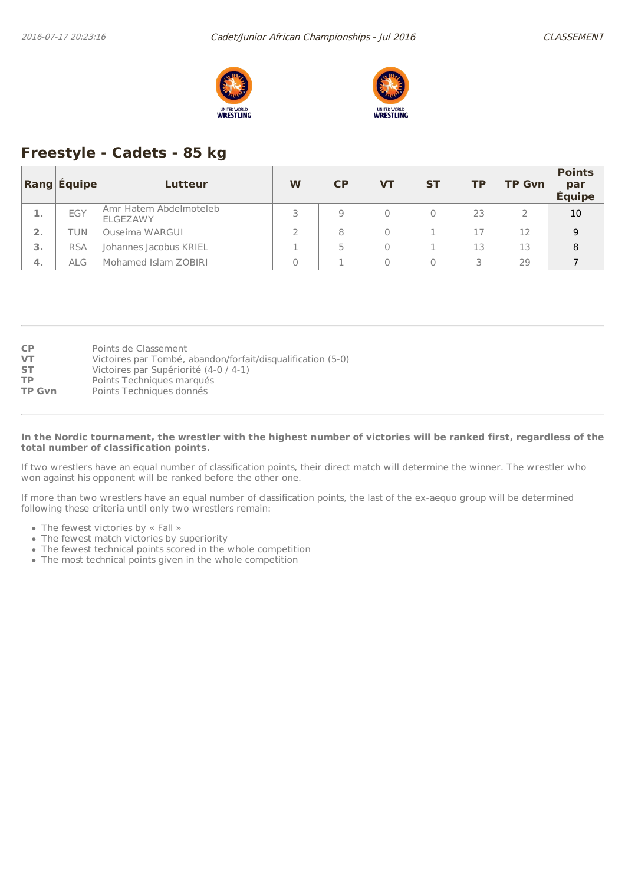## Freestyle - Cadets - 85 kg

| Rang | Équipe | Lutteur | W | CP | VT | ST | TP | TP Gvn | Points par Équipe |
|---|---|---|---|---|---|---|---|---|---|
| 1. | EGY | Amr Hatem Abdelmoteleb ELGEZAWY | 3 | 9 | 0 | 0 | 23 | 2 | 10 |
| 2. | TUN | Ouseima WARGUI | 2 | 8 | 0 | 1 | 17 | 12 | 9 |
| 3. | RSA | Johannes Jacobus KRIEL | 1 | 5 | 0 | 1 | 13 | 13 | 8 |
| 4. | ALG | Mohamed Islam ZOBIRI | 0 | 1 | 0 | 0 | 3 | 29 | 7 |

**CP** Points de Classement
**VT** Victoires par Tombé, abandon/forfait/disqualification (5-0)
**ST** Victoires par Supériorité (4-0 / 4-1)
**TP** Points Techniques marqués
**TP Gvn** Points Techniques donnés

**In the Nordic tournament, the wrestler with the highest number of victories will be ranked first, regardless of the total number of classification points.**

If two wrestlers have an equal number of classification points, their direct match will determine the winner. The wrestler who won against his opponent will be ranked before the other one.

If more than two wrestlers have an equal number of classification points, the last of the ex-aequo group will be determined following these criteria until only two wrestlers remain:

- The fewest victories by « Fall »
- The fewest match victories by superiority
- The fewest technical points scored in the whole competition
- The most technical points given in the whole competition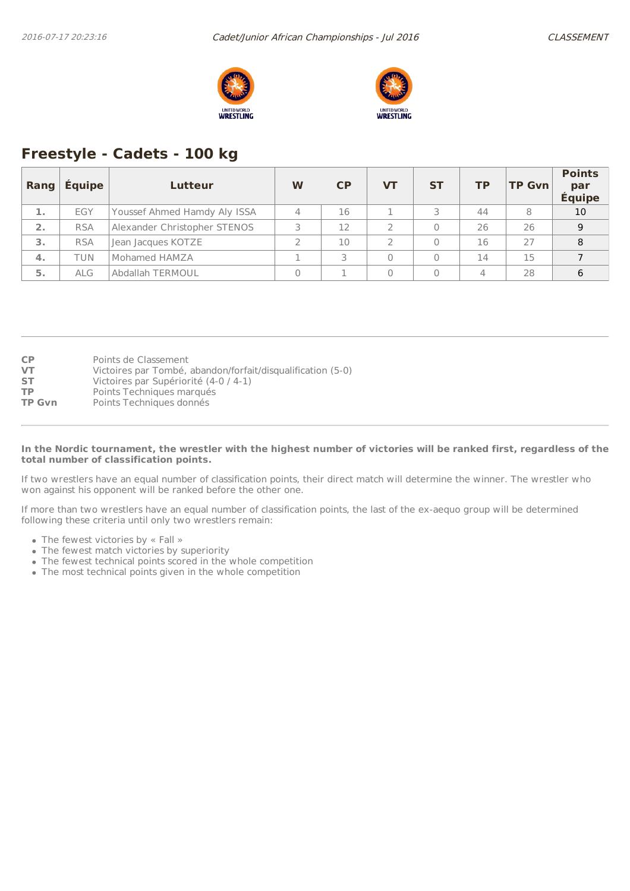## Freestyle - Cadets - 100 kg

| Rang | Équipe | Lutteur | W | CP | VT | ST | TP | TP Gvn | Points par Équipe |
|---|---|---|---|---|---|---|---|---|---|
| 1. | EGY | Youssef Ahmed Hamdy Aly ISSA | 4 | 16 | 1 | 3 | 44 | 8 | 10 |
| 2. | RSA | Alexander Christopher STENOS | 3 | 12 | 2 | 0 | 26 | 26 | 9 |
| 3. | RSA | Jean Jacques KOTZE | 2 | 10 | 2 | 0 | 16 | 27 | 8 |
| 4. | TUN | Mohamed HAMZA | 1 | 3 | 0 | 0 | 14 | 15 | 7 |
| 5. | ALG | Abdallah TERMOUL | 0 | 1 | 0 | 0 | 4 | 28 | 6 |

**CP** Points de Classement
**VT** Victoires par Tombé, abandon/forfait/disqualification (5-0)
**ST** Victoires par Supériorité (4-0 / 4-1)
**TP** Points Techniques marqués
**TP Gvn** Points Techniques donnés

**In the Nordic tournament, the wrestler with the highest number of victories will be ranked first, regardless of the total number of classification points.**

If two wrestlers have an equal number of classification points, their direct match will determine the winner. The wrestler who won against his opponent will be ranked before the other one.

If more than two wrestlers have an equal number of classification points, the last of the ex-aequo group will be determined following these criteria until only two wrestlers remain:

- The fewest victories by « Fall »
- The fewest match victories by superiority
- The fewest technical points scored in the whole competition
- The most technical points given in the whole competition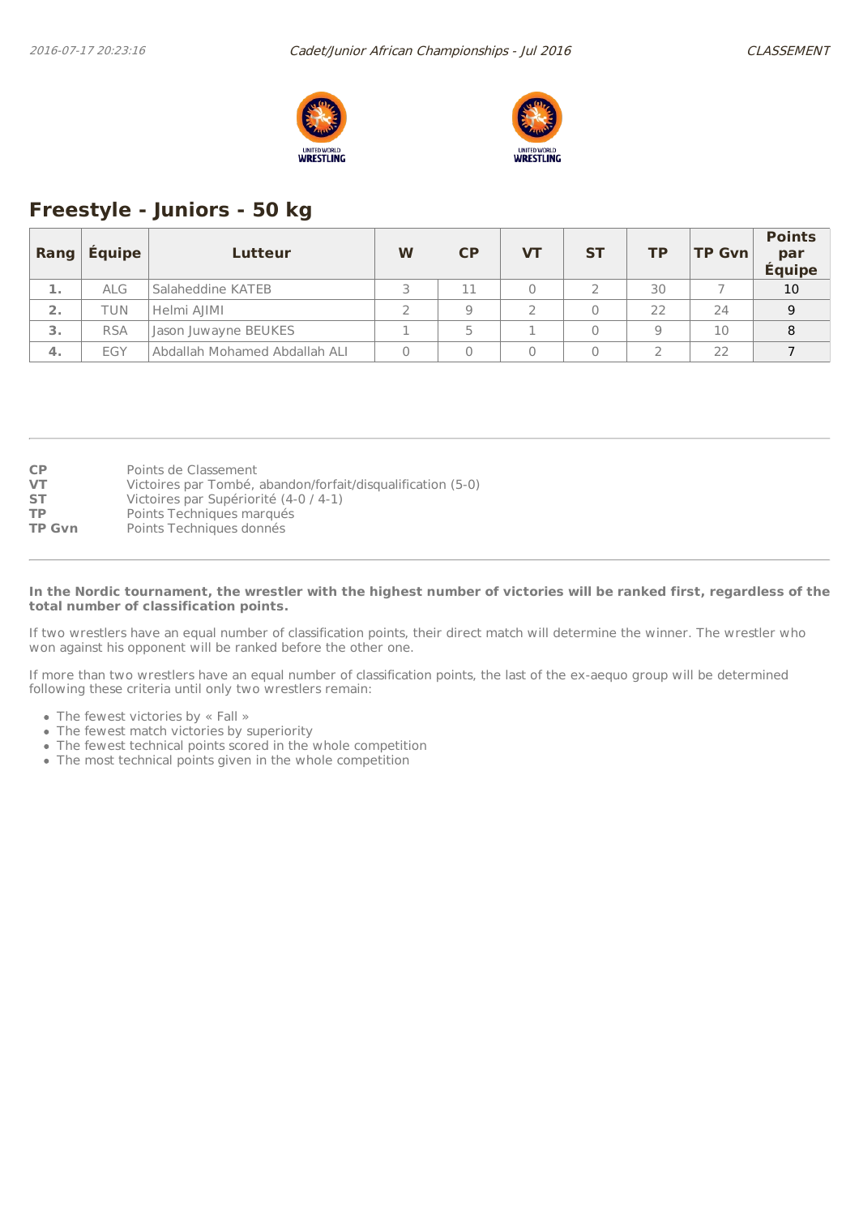## Freestyle - Juniors - 50 kg

| Rang | Équipe | Lutteur | W | CP | VT | ST | TP | TP Gvn | Points par Équipe |
|---|---|---|---|---|---|---|---|---|---|
| 1. | ALG | Salaheddine KATEB | 3 | 11 | 0 | 2 | 30 | 7 | 10 |
| 2. | TUN | Helmi AJIMI | 2 | 9 | 2 | 0 | 22 | 24 | 9 |
| 3. | RSA | Jason Juwayne BEUKES | 1 | 5 | 1 | 0 | 9 | 10 | 8 |
| 4. | EGY | Abdallah Mohamed Abdallah ALI | 0 | 0 | 0 | 0 | 2 | 22 | 7 |

**CP** Points de Classement
**VT** Victoires par Tombé, abandon/forfait/disqualification (5-0)
**ST** Victoires par Supériorité (4-0 / 4-1)
**TP** Points Techniques marqués
**TP Gvn** Points Techniques donnés

**In the Nordic tournament, the wrestler with the highest number of victories will be ranked first, regardless of the total number of classification points.**

If two wrestlers have an equal number of classification points, their direct match will determine the winner. The wrestler who won against his opponent will be ranked before the other one.

If more than two wrestlers have an equal number of classification points, the last of the ex-aequo group will be determined following these criteria until only two wrestlers remain:

- The fewest victories by « Fall »
- The fewest match victories by superiority
- The fewest technical points scored in the whole competition
- The most technical points given in the whole competition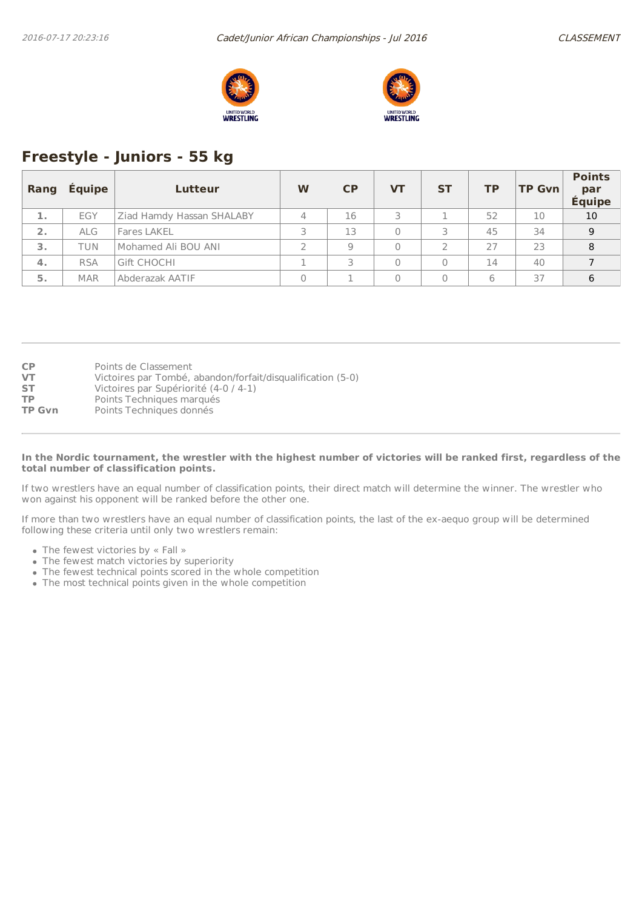## Freestyle - Juniors - 55 kg

| Rang | Équipe | Lutteur | W | CP | VT | ST | TP | TP Gvn | Points par Équipe |
|---|---|---|---|---|---|---|---|---|---|
| 1. | EGY | Ziad Hamdy Hassan SHALABY | 4 | 16 | 3 | 1 | 52 | 10 | 10 |
| 2. | ALG | Fares LAKEL | 3 | 13 | 0 | 3 | 45 | 34 | 9 |
| 3. | TUN | Mohamed Ali BOU ANI | 2 | 9 | 0 | 2 | 27 | 23 | 8 |
| 4. | RSA | Gift CHOCHI | 1 | 3 | 0 | 0 | 14 | 40 | 7 |
| 5. | MAR | Abderazak AATIF | 0 | 1 | 0 | 0 | 6 | 37 | 6 |

**CP** Points de Classement
**VT** Victoires par Tombé, abandon/forfait/disqualification (5-0)
**ST** Victoires par Supériorité (4-0 / 4-1)
**TP** Points Techniques marqués
**TP Gvn** Points Techniques donnés

**In the Nordic tournament, the wrestler with the highest number of victories will be ranked first, regardless of the total number of classification points.**

If two wrestlers have an equal number of classification points, their direct match will determine the winner. The wrestler who won against his opponent will be ranked before the other one.

If more than two wrestlers have an equal number of classification points, the last of the ex-aequo group will be determined following these criteria until only two wrestlers remain:

- The fewest victories by « Fall »
- The fewest match victories by superiority
- The fewest technical points scored in the whole competition
- The most technical points given in the whole competition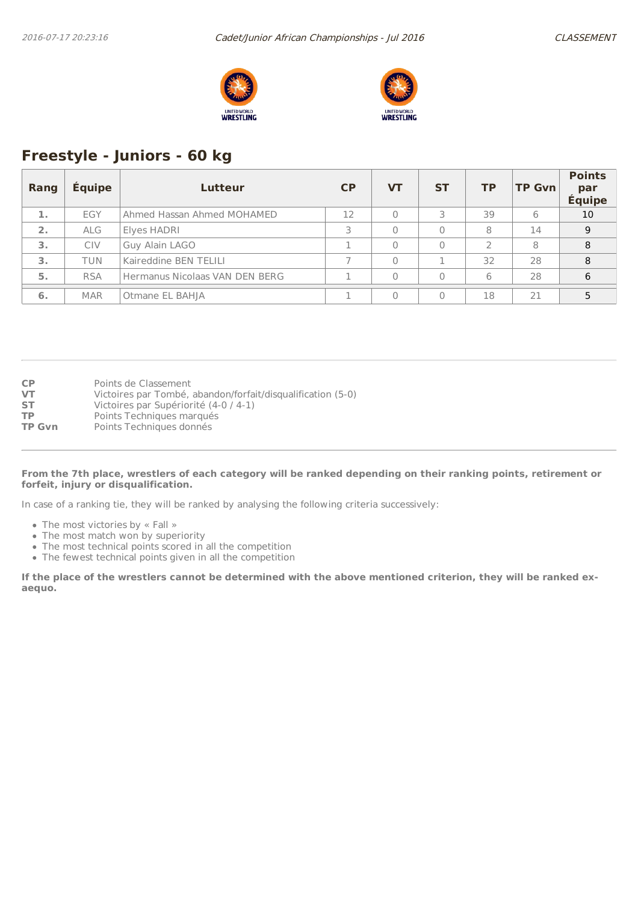## Freestyle - Juniors - 60 kg

| Rang | Équipe | Lutteur | CP | VT | ST | TP | TP Gvn | Points par Équipe |
|---|---|---|---|---|---|---|---|---|
| 1. | EGY | Ahmed Hassan Ahmed MOHAMED | 12 | 0 | 3 | 39 | 6 | 10 |
| 2. | ALG | Elyes HADRI | 3 | 0 | 0 | 8 | 14 | 9 |
| 3. | CIV | Guy Alain LAGO | 1 | 0 | 0 | 2 | 8 | 8 |
| 3. | TUN | Kaireddine BEN TELILI | 7 | 0 | 1 | 32 | 28 | 8 |
| 5. | RSA | Hermanus Nicolaas VAN DEN BERG | 1 | 0 | 0 | 6 | 28 | 6 |
| 6. | MAR | Otmane EL BAHJA | 1 | 0 | 0 | 18 | 21 | 5 |

**CP** Points de Classement
**VT** Victoires par Tombé, abandon/forfait/disqualification (5-0)
**ST** Victoires par Supériorité (4-0 / 4-1)
**TP** Points Techniques marqués
**TP Gvn** Points Techniques donnés

**From the 7th place, wrestlers of each category will be ranked depending on their ranking points, retirement or forfeit, injury or disqualification.**

In case of a ranking tie, they will be ranked by analysing the following criteria successively:

- The most victories by « Fall »
- The most match won by superiority
- The most technical points scored in all the competition
- The fewest technical points given in all the competition

**If the place of the wrestlers cannot be determined with the above mentioned criterion, they will be ranked ex-aequo.**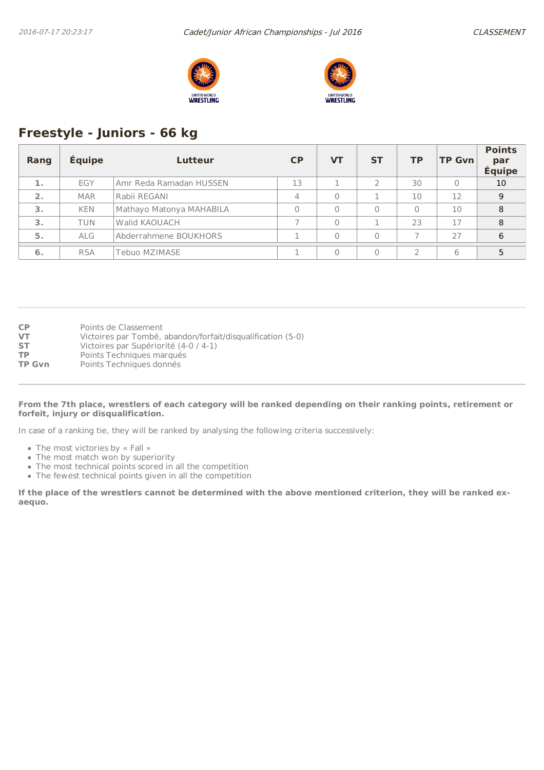## Freestyle - Juniors - 66 kg

| Rang | Équipe | Lutteur | CP | VT | ST | TP | TP Gvn | Points par Équipe |
|---|---|---|---|---|---|---|---|---|
| 1. | EGY | Amr Reda Ramadan HUSSEN | 13 | 1 | 2 | 30 | 0 | 10 |
| 2. | MAR | Rabii REGANI | 4 | 0 | 1 | 10 | 12 | 9 |
| 3. | KEN | Mathayo Matonya MAHABILA | 0 | 0 | 0 | 0 | 10 | 8 |
| 3. | TUN | Walid KAOUACH | 7 | 0 | 1 | 23 | 17 | 8 |
| 5. | ALG | Abderrahmene BOUKHORS | 1 | 0 | 0 | 7 | 27 | 6 |
| 6. | RSA | Tebuo MZIMASE | 1 | 0 | 0 | 2 | 6 | 5 |

**CP** Points de Classement
**VT** Victoires par Tombé, abandon/forfait/disqualification (5-0)
**ST** Victoires par Supériorité (4-0 / 4-1)
**TP** Points Techniques marqués
**TP Gvn** Points Techniques donnés

**From the 7th place, wrestlers of each category will be ranked depending on their ranking points, retirement or forfeit, injury or disqualification.**

In case of a ranking tie, they will be ranked by analysing the following criteria successively:

- The most victories by « Fall »
- The most match won by superiority
- The most technical points scored in all the competition
- The fewest technical points given in all the competition

**If the place of the wrestlers cannot be determined with the above mentioned criterion, they will be ranked ex-aequo.**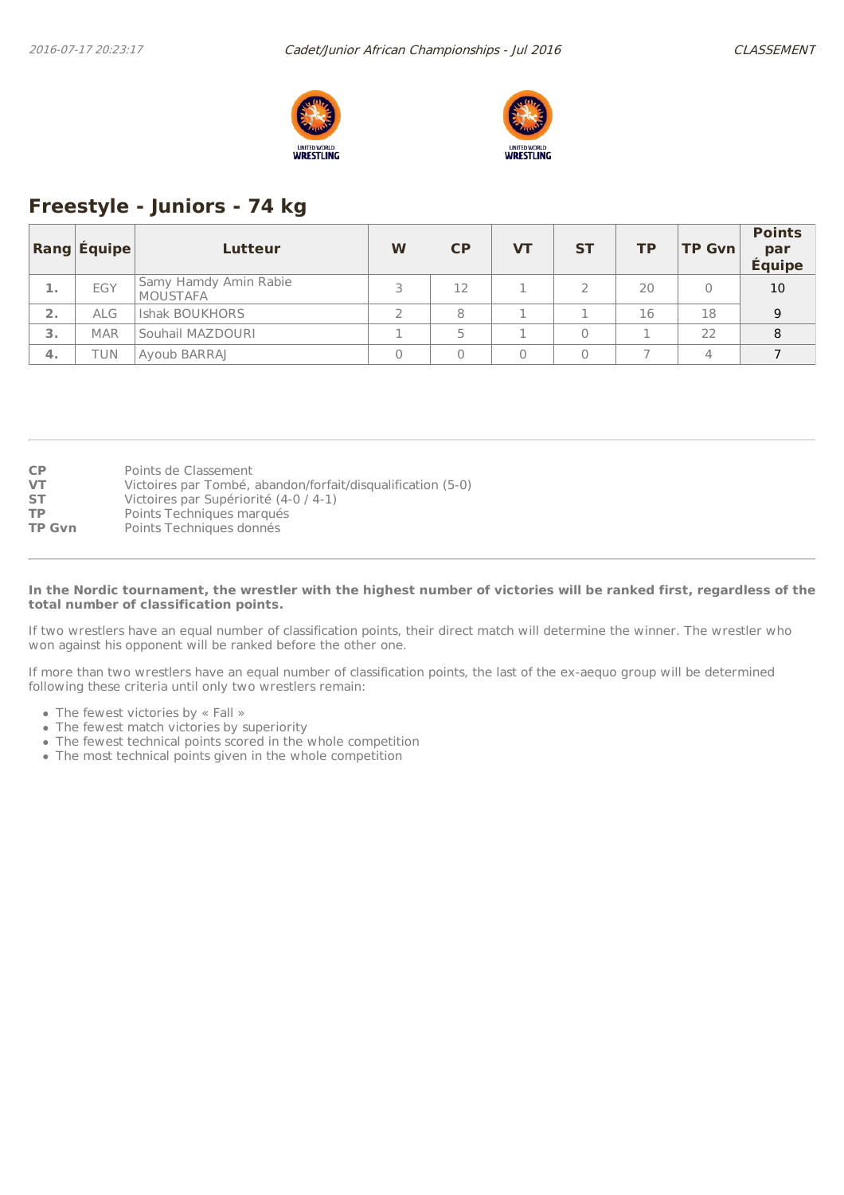## Freestyle - Juniors - 74 kg

| Rang | Équipe | Lutteur | W | CP | VT | ST | TP | TP Gvn | Points par Équipe |
|---|---|---|---|---|---|---|---|---|---|
| 1. | EGY | Samy Hamdy Amin Rabie MOUSTAFA | 3 | 12 | 1 | 2 | 20 | 0 | 10 |
| 2. | ALG | Ishak BOUKHORS | 2 | 8 | 1 | 1 | 16 | 18 | 9 |
| 3. | MAR | Souhail MAZDOURI | 1 | 5 | 1 | 0 | 1 | 22 | 8 |
| 4. | TUN | Ayoub BARRAJ | 0 | 0 | 0 | 0 | 7 | 4 | 7 |

**CP** Points de Classement
**VT** Victoires par Tombé, abandon/forfait/disqualification (5-0)
**ST** Victoires par Supériorité (4-0 / 4-1)
**TP** Points Techniques marqués
**TP Gvn** Points Techniques donnés

**In the Nordic tournament, the wrestler with the highest number of victories will be ranked first, regardless of the total number of classification points.**

If two wrestlers have an equal number of classification points, their direct match will determine the winner. The wrestler who won against his opponent will be ranked before the other one.

If more than two wrestlers have an equal number of classification points, the last of the ex-aequo group will be determined following these criteria until only two wrestlers remain:

- The fewest victories by « Fall »
- The fewest match victories by superiority
- The fewest technical points scored in the whole competition
- The most technical points given in the whole competition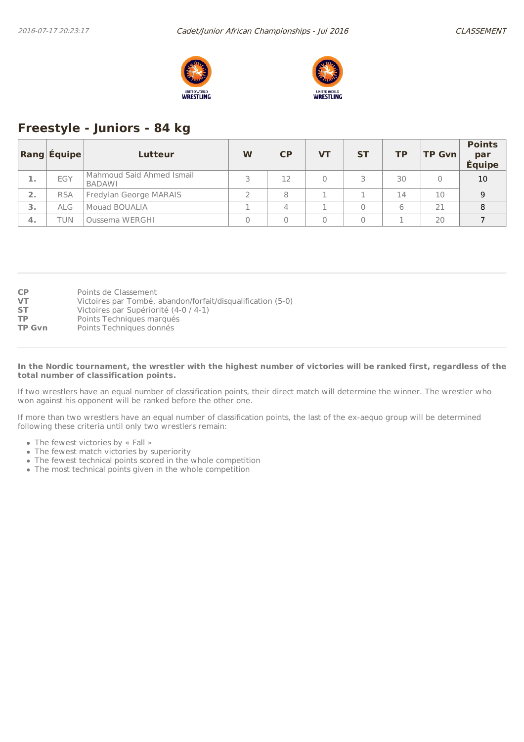## Freestyle - Juniors - 84 kg

| Rang | Équipe | Lutteur | W | CP | VT | ST | TP | TP Gvn | Points par Équipe |
|---|---|---|---|---|---|---|---|---|---|
| 1. | EGY | Mahmoud Said Ahmed Ismail BADAWI | 3 | 12 | 0 | 3 | 30 | 0 | 10 |
| 2. | RSA | Fredylan George MARAIS | 2 | 8 | 1 | 1 | 14 | 10 | 9 |
| 3. | ALG | Mouad BOUALIA | 1 | 4 | 1 | 0 | 6 | 21 | 8 |
| 4. | TUN | Oussema WERGHI | 0 | 0 | 0 | 0 | 1 | 20 | 7 |

**CP** Points de Classement
**VT** Victoires par Tombé, abandon/forfait/disqualification (5-0)
**ST** Victoires par Supériorité (4-0 / 4-1)
**TP** Points Techniques marqués
**TP Gvn** Points Techniques donnés

**In the Nordic tournament, the wrestler with the highest number of victories will be ranked first, regardless of the total number of classification points.**

If two wrestlers have an equal number of classification points, their direct match will determine the winner. The wrestler who won against his opponent will be ranked before the other one.

If more than two wrestlers have an equal number of classification points, the last of the ex-aequo group will be determined following these criteria until only two wrestlers remain:

- The fewest victories by « Fall »
- The fewest match victories by superiority
- The fewest technical points scored in the whole competition
- The most technical points given in the whole competition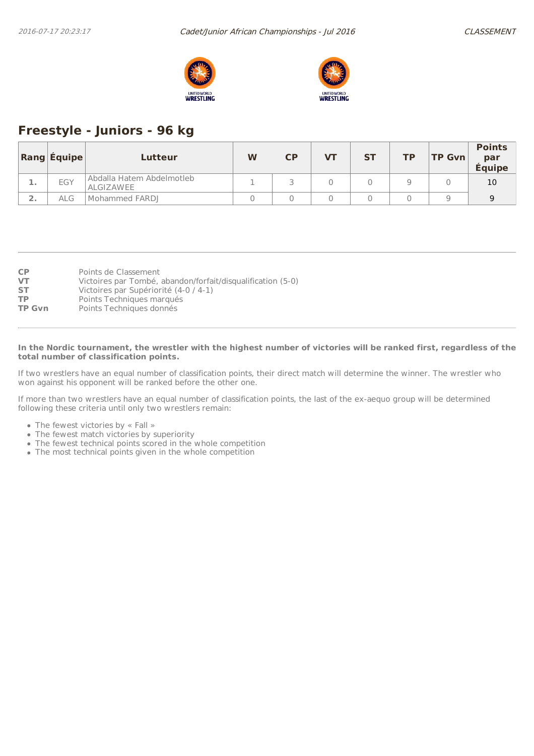## Freestyle - Juniors - 96 kg

| Rang | Équipe | Lutteur | W | CP | VT | ST | TP | TP Gvn | Points par Équipe |
|---|---|---|---|---|---|---|---|---|---|
| 1. | EGY | Abdalla Hatem Abdelmotleb ALGIZAWEE | 1 | 3 | 0 | 0 | 9 | 0 | 10 |
| 2. | ALG | Mohammed FARDJ | 0 | 0 | 0 | 0 | 0 | 9 | 9 |

**CP** Points de Classement
**VT** Victoires par Tombé, abandon/forfait/disqualification (5-0)
**ST** Victoires par Supériorité (4-0 / 4-1)
**TP** Points Techniques marqués
**TP Gvn** Points Techniques donnés

**In the Nordic tournament, the wrestler with the highest number of victories will be ranked first, regardless of the total number of classification points.**

If two wrestlers have an equal number of classification points, their direct match will determine the winner. The wrestler who won against his opponent will be ranked before the other one.

If more than two wrestlers have an equal number of classification points, the last of the ex-aequo group will be determined following these criteria until only two wrestlers remain:

- The fewest victories by « Fall »
- The fewest match victories by superiority
- The fewest technical points scored in the whole competition
- The most technical points given in the whole competition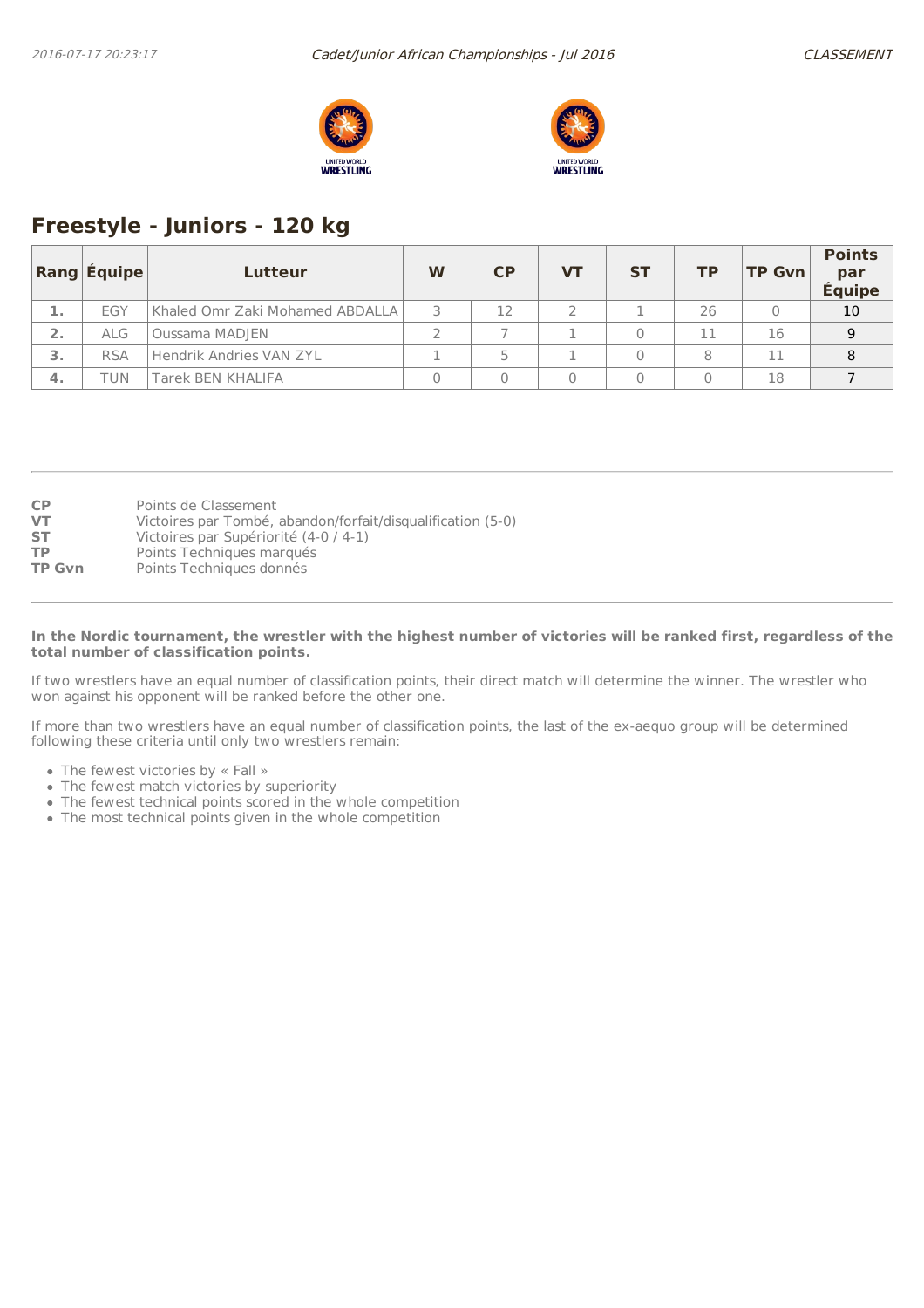## Freestyle - Juniors - 120 kg

| Rang | Équipe | Lutteur | W | CP | VT | ST | TP | TP Gvn | Points par Équipe |
|---|---|---|---|---|---|---|---|---|---|
| 1. | EGY | Khaled Omr Zaki Mohamed ABDALLA | 3 | 12 | 2 | 1 | 26 | 0 | 10 |
| 2. | ALG | Oussama MADJEN | 2 | 7 | 1 | 0 | 11 | 16 | 9 |
| 3. | RSA | Hendrik Andries VAN ZYL | 1 | 5 | 1 | 0 | 8 | 11 | 8 |
| 4. | TUN | Tarek BEN KHALIFA | 0 | 0 | 0 | 0 | 0 | 18 | 7 |

**CP** Points de Classement
**VT** Victoires par Tombé, abandon/forfait/disqualification (5-0)
**ST** Victoires par Supériorité (4-0 / 4-1)
**TP** Points Techniques marqués
**TP Gvn** Points Techniques donnés

**In the Nordic tournament, the wrestler with the highest number of victories will be ranked first, regardless of the total number of classification points.**

If two wrestlers have an equal number of classification points, their direct match will determine the winner. The wrestler who won against his opponent will be ranked before the other one.

If more than two wrestlers have an equal number of classification points, the last of the ex-aequo group will be determined following these criteria until only two wrestlers remain:

- The fewest victories by « Fall »
- The fewest match victories by superiority
- The fewest technical points scored in the whole competition
- The most technical points given in the whole competition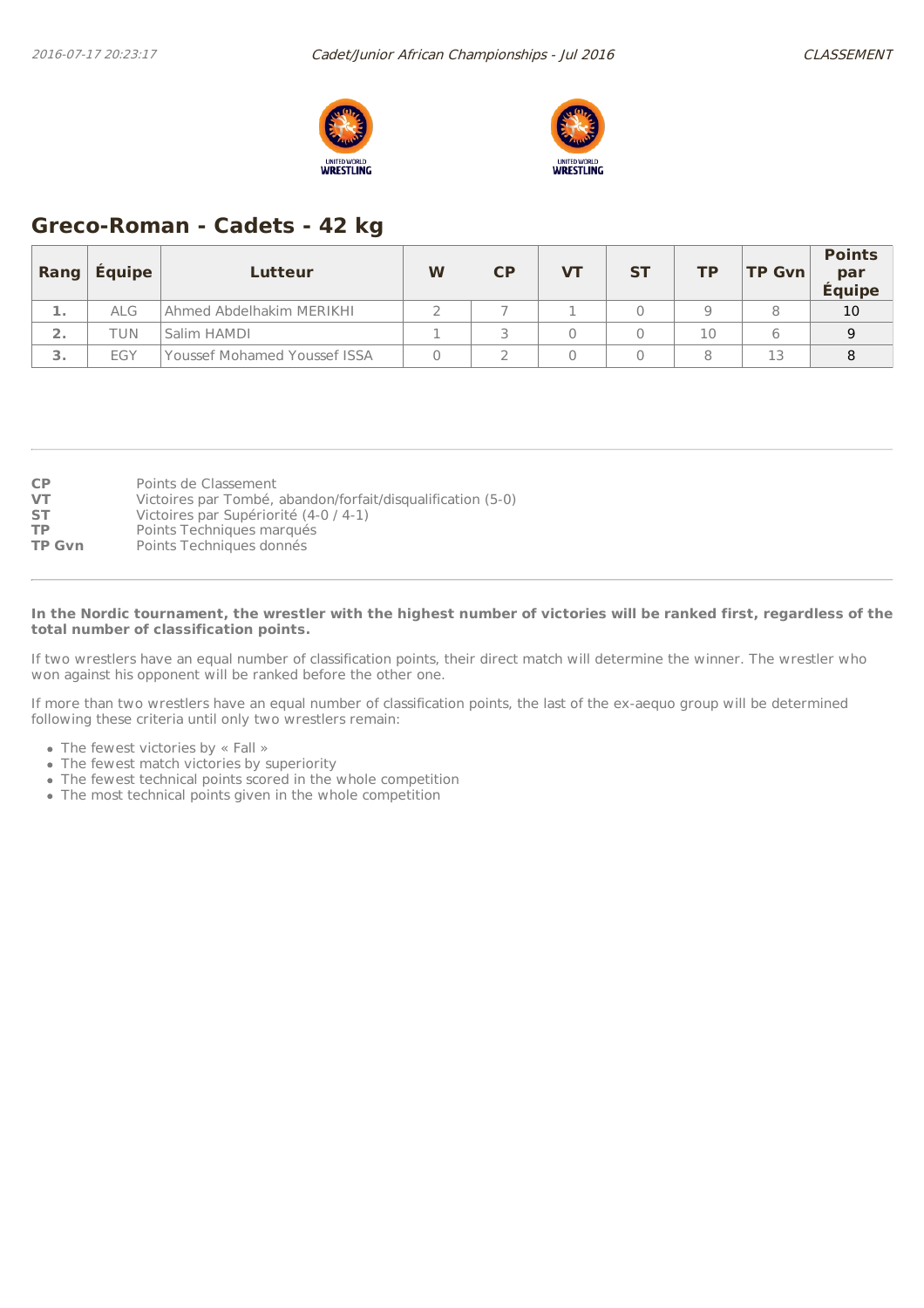## Greco-Roman - Cadets - 42 kg

| Rang | Équipe | Lutteur | W | CP | VT | ST | TP | TP Gvn | Points par Équipe |
|---|---|---|---|---|---|---|---|---|---|
| 1. | ALG | Ahmed Abdelhakim MERIKHI | 2 | 7 | 1 | 0 | 9 | 8 | 10 |
| 2. | TUN | Salim HAMDI | 1 | 3 | 0 | 0 | 10 | 6 | 9 |
| 3. | EGY | Youssef Mohamed Youssef ISSA | 0 | 2 | 0 | 0 | 8 | 13 | 8 |

**CP** Points de Classement
**VT** Victoires par Tombé, abandon/forfait/disqualification (5-0)
**ST** Victoires par Supériorité (4-0 / 4-1)
**TP** Points Techniques marqués
**TP Gvn** Points Techniques donnés

**In the Nordic tournament, the wrestler with the highest number of victories will be ranked first, regardless of the total number of classification points.**

If two wrestlers have an equal number of classification points, their direct match will determine the winner. The wrestler who won against his opponent will be ranked before the other one.

If more than two wrestlers have an equal number of classification points, the last of the ex-aequo group will be determined following these criteria until only two wrestlers remain:

- The fewest victories by « Fall »
- The fewest match victories by superiority
- The fewest technical points scored in the whole competition
- The most technical points given in the whole competition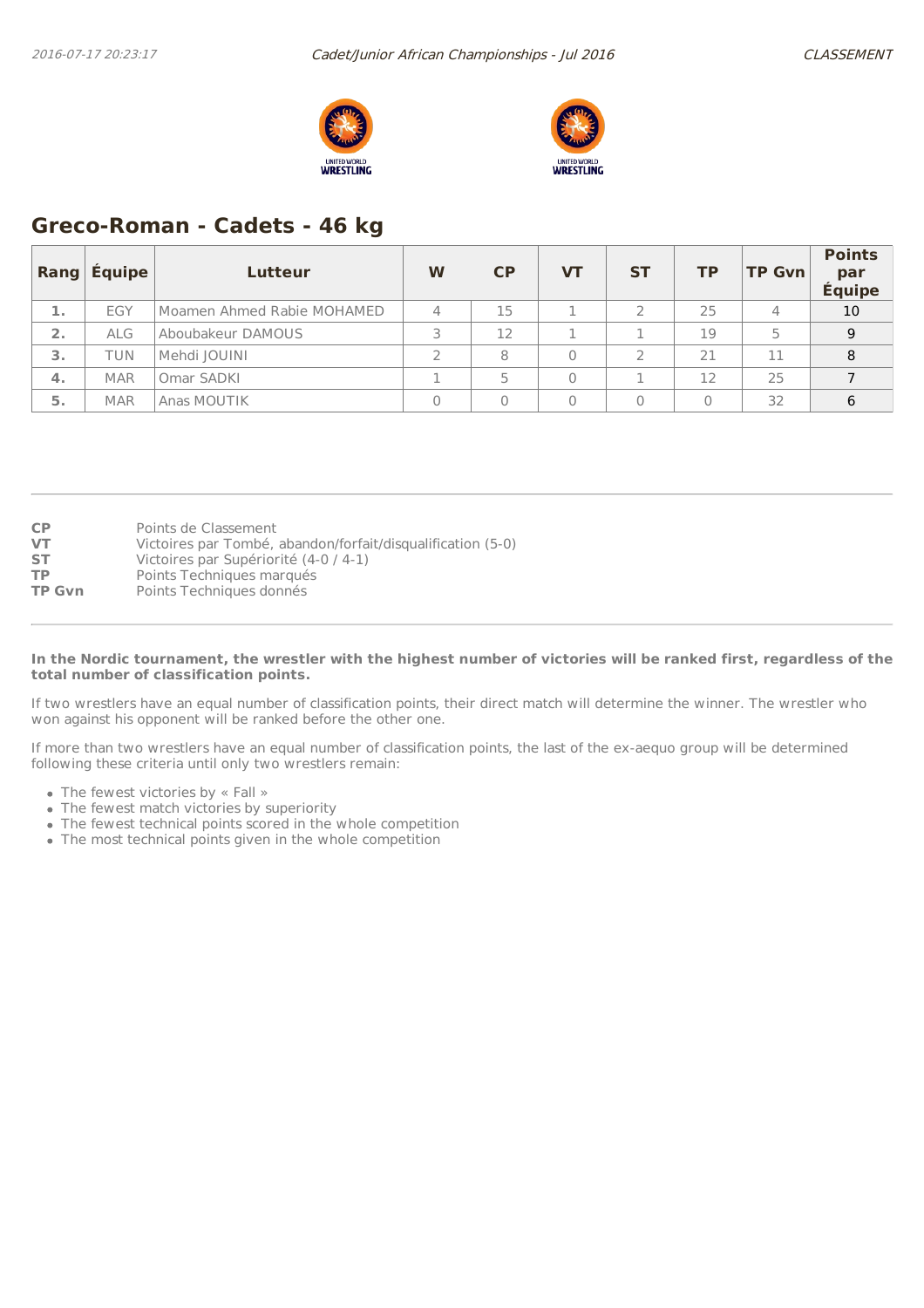## Greco-Roman - Cadets - 46 kg

| Rang | Équipe | Lutteur | W | CP | VT | ST | TP | TP Gvn | Points par Équipe |
|---|---|---|---|---|---|---|---|---|---|
| 1. | EGY | Moamen Ahmed Rabie MOHAMED | 4 | 15 | 1 | 2 | 25 | 4 | 10 |
| 2. | ALG | Aboubakeur DAMOUS | 3 | 12 | 1 | 1 | 19 | 5 | 9 |
| 3. | TUN | Mehdi JOUINI | 2 | 8 | 0 | 2 | 21 | 11 | 8 |
| 4. | MAR | Omar SADKI | 1 | 5 | 0 | 1 | 12 | 25 | 7 |
| 5. | MAR | Anas MOUTIK | 0 | 0 | 0 | 0 | 0 | 32 | 6 |

**CP** Points de Classement
**VT** Victoires par Tombé, abandon/forfait/disqualification (5-0)
**ST** Victoires par Supériorité (4-0 / 4-1)
**TP** Points Techniques marqués
**TP Gvn** Points Techniques donnés

**In the Nordic tournament, the wrestler with the highest number of victories will be ranked first, regardless of the total number of classification points.**

If two wrestlers have an equal number of classification points, their direct match will determine the winner. The wrestler who won against his opponent will be ranked before the other one.

If more than two wrestlers have an equal number of classification points, the last of the ex-aequo group will be determined following these criteria until only two wrestlers remain:

- The fewest victories by « Fall »
- The fewest match victories by superiority
- The fewest technical points scored in the whole competition
- The most technical points given in the whole competition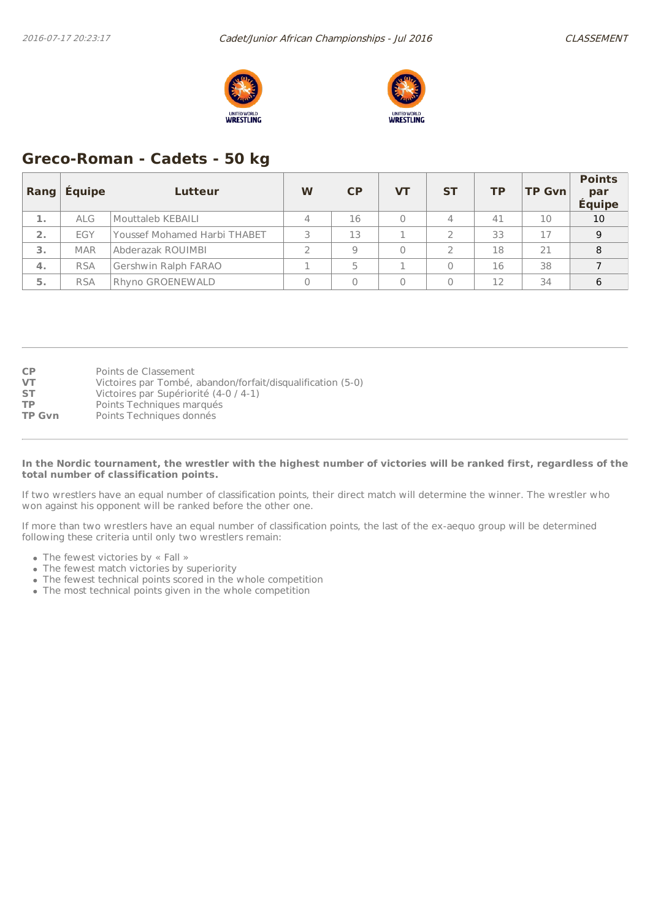## Greco-Roman - Cadets - 50 kg

| Rang | Équipe | Lutteur | W | CP | VT | ST | TP | TP Gvn | Points par Équipe |
|---|---|---|---|---|---|---|---|---|---|
| 1. | ALG | Mouttaleb KEBAILI | 4 | 16 | 0 | 4 | 41 | 10 | 10 |
| 2. | EGY | Youssef Mohamed Harbi THABET | 3 | 13 | 1 | 2 | 33 | 17 | 9 |
| 3. | MAR | Abderazak ROUIMBI | 2 | 9 | 0 | 2 | 18 | 21 | 8 |
| 4. | RSA | Gershwin Ralph FARAO | 1 | 5 | 1 | 0 | 16 | 38 | 7 |
| 5. | RSA | Rhyno GROENEWALD | 0 | 0 | 0 | 0 | 12 | 34 | 6 |

**CP** Points de Classement
**VT** Victoires par Tombé, abandon/forfait/disqualification (5-0)
**ST** Victoires par Supériorité (4-0 / 4-1)
**TP** Points Techniques marqués
**TP Gvn** Points Techniques donnés

**In the Nordic tournament, the wrestler with the highest number of victories will be ranked first, regardless of the total number of classification points.**

If two wrestlers have an equal number of classification points, their direct match will determine the winner. The wrestler who won against his opponent will be ranked before the other one.

If more than two wrestlers have an equal number of classification points, the last of the ex-aequo group will be determined following these criteria until only two wrestlers remain:

- The fewest victories by « Fall »
- The fewest match victories by superiority
- The fewest technical points scored in the whole competition
- The most technical points given in the whole competition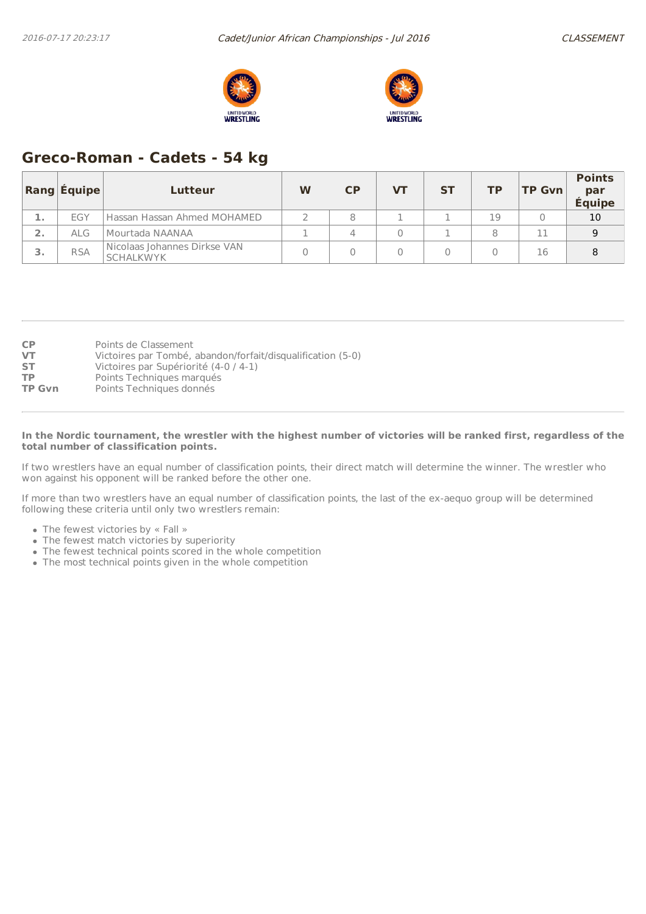## Greco-Roman - Cadets - 54 kg

| Rang | Équipe | Lutteur | W | CP | VT | ST | TP | TP Gvn | Points par Équipe |
|---|---|---|---|---|---|---|---|---|---|
| 1. | EGY | Hassan Hassan Ahmed MOHAMED | 2 | 8 | 1 | 1 | 19 | 0 | 10 |
| 2. | ALG | Mourtada NAANAA | 1 | 4 | 0 | 1 | 8 | 11 | 9 |
| 3. | RSA | Nicolaas Johannes Dirkse VAN SCHALKWYK | 0 | 0 | 0 | 0 | 0 | 16 | 8 |

**CP** Points de Classement
**VT** Victoires par Tombé, abandon/forfait/disqualification (5-0)
**ST** Victoires par Supériorité (4-0 / 4-1)
**TP** Points Techniques marqués
**TP Gvn** Points Techniques donnés

**In the Nordic tournament, the wrestler with the highest number of victories will be ranked first, regardless of the total number of classification points.**

If two wrestlers have an equal number of classification points, their direct match will determine the winner. The wrestler who won against his opponent will be ranked before the other one.

If more than two wrestlers have an equal number of classification points, the last of the ex-aequo group will be determined following these criteria until only two wrestlers remain:

- The fewest victories by « Fall »
- The fewest match victories by superiority
- The fewest technical points scored in the whole competition
- The most technical points given in the whole competition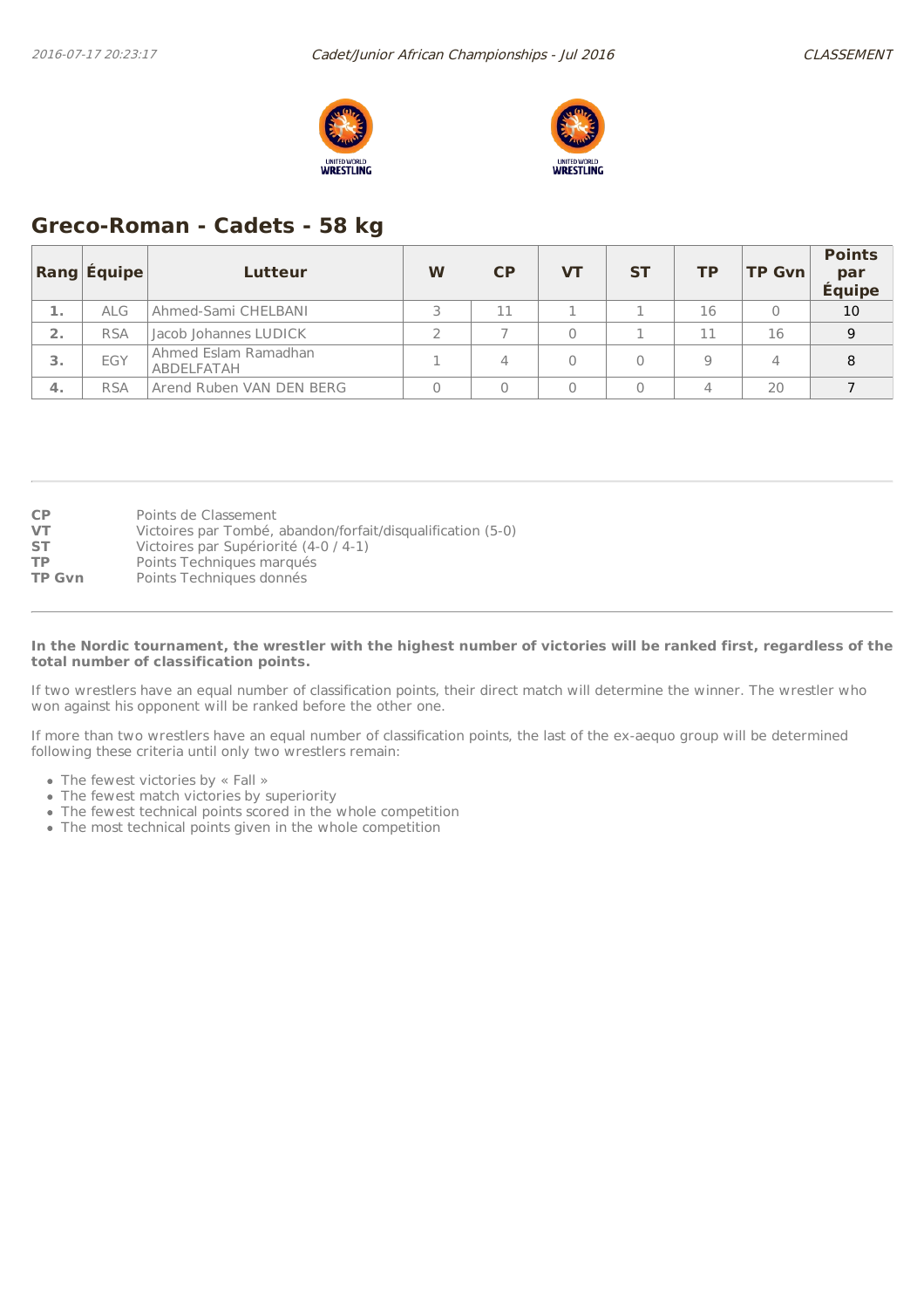## Greco-Roman - Cadets - 58 kg

| Rang | Équipe | Lutteur | W | CP | VT | ST | TP | TP Gvn | Points par Équipe |
|---|---|---|---|---|---|---|---|---|---|
| 1. | ALG | Ahmed-Sami CHELBANI | 3 | 11 | 1 | 1 | 16 | 0 | 10 |
| 2. | RSA | Jacob Johannes LUDICK | 2 | 7 | 0 | 1 | 11 | 16 | 9 |
| 3. | EGY | Ahmed Eslam Ramadhan ABDELFATAH | 1 | 4 | 0 | 0 | 9 | 4 | 8 |
| 4. | RSA | Arend Ruben VAN DEN BERG | 0 | 0 | 0 | 0 | 4 | 20 | 7 |

**CP** Points de Classement
**VT** Victoires par Tombé, abandon/forfait/disqualification (5-0)
**ST** Victoires par Supériorité (4-0 / 4-1)
**TP** Points Techniques marqués
**TP Gvn** Points Techniques donnés

**In the Nordic tournament, the wrestler with the highest number of victories will be ranked first, regardless of the total number of classification points.**

If two wrestlers have an equal number of classification points, their direct match will determine the winner. The wrestler who won against his opponent will be ranked before the other one.

If more than two wrestlers have an equal number of classification points, the last of the ex-aequo group will be determined following these criteria until only two wrestlers remain:

- The fewest victories by « Fall »
- The fewest match victories by superiority
- The fewest technical points scored in the whole competition
- The most technical points given in the whole competition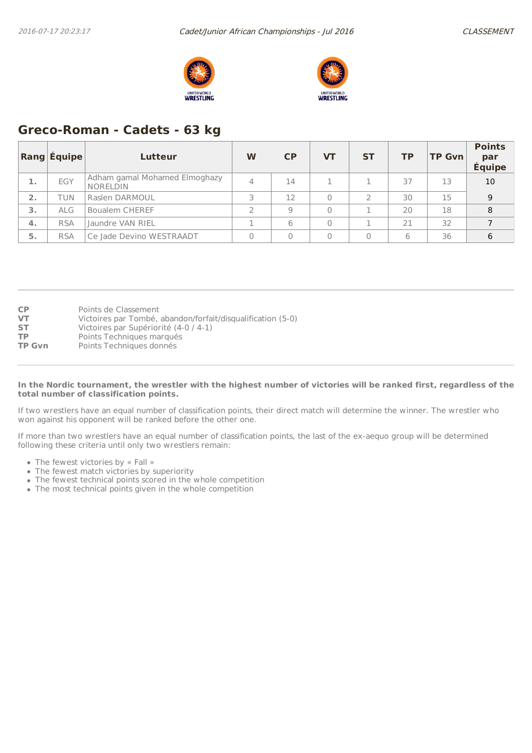## Greco-Roman - Cadets - 63 kg

| Rang | Équipe | Lutteur | W | CP | VT | ST | TP | TP Gvn | Points par Équipe |
|---|---|---|---|---|---|---|---|---|---|
| 1. | EGY | Adham gamal Mohamed Elmoghazy NORELDIN | 4 | 14 | 1 | 1 | 37 | 13 | 10 |
| 2. | TUN | Raslen DARMOUL | 3 | 12 | 0 | 2 | 30 | 15 | 9 |
| 3. | ALG | Boualem CHEREF | 2 | 9 | 0 | 1 | 20 | 18 | 8 |
| 4. | RSA | Jaundre VAN RIEL | 1 | 6 | 0 | 1 | 21 | 32 | 7 |
| 5. | RSA | Ce Jade Devino WESTRAADT | 0 | 0 | 0 | 0 | 6 | 36 | 6 |

**CP** Points de Classement
**VT** Victoires par Tombé, abandon/forfait/disqualification (5-0)
**ST** Victoires par Supériorité (4-0 / 4-1)
**TP** Points Techniques marqués
**TP Gvn** Points Techniques donnés

**In the Nordic tournament, the wrestler with the highest number of victories will be ranked first, regardless of the total number of classification points.**

If two wrestlers have an equal number of classification points, their direct match will determine the winner. The wrestler who won against his opponent will be ranked before the other one.

If more than two wrestlers have an equal number of classification points, the last of the ex-aequo group will be determined following these criteria until only two wrestlers remain:

- The fewest victories by « Fall »
- The fewest match victories by superiority
- The fewest technical points scored in the whole competition
- The most technical points given in the whole competition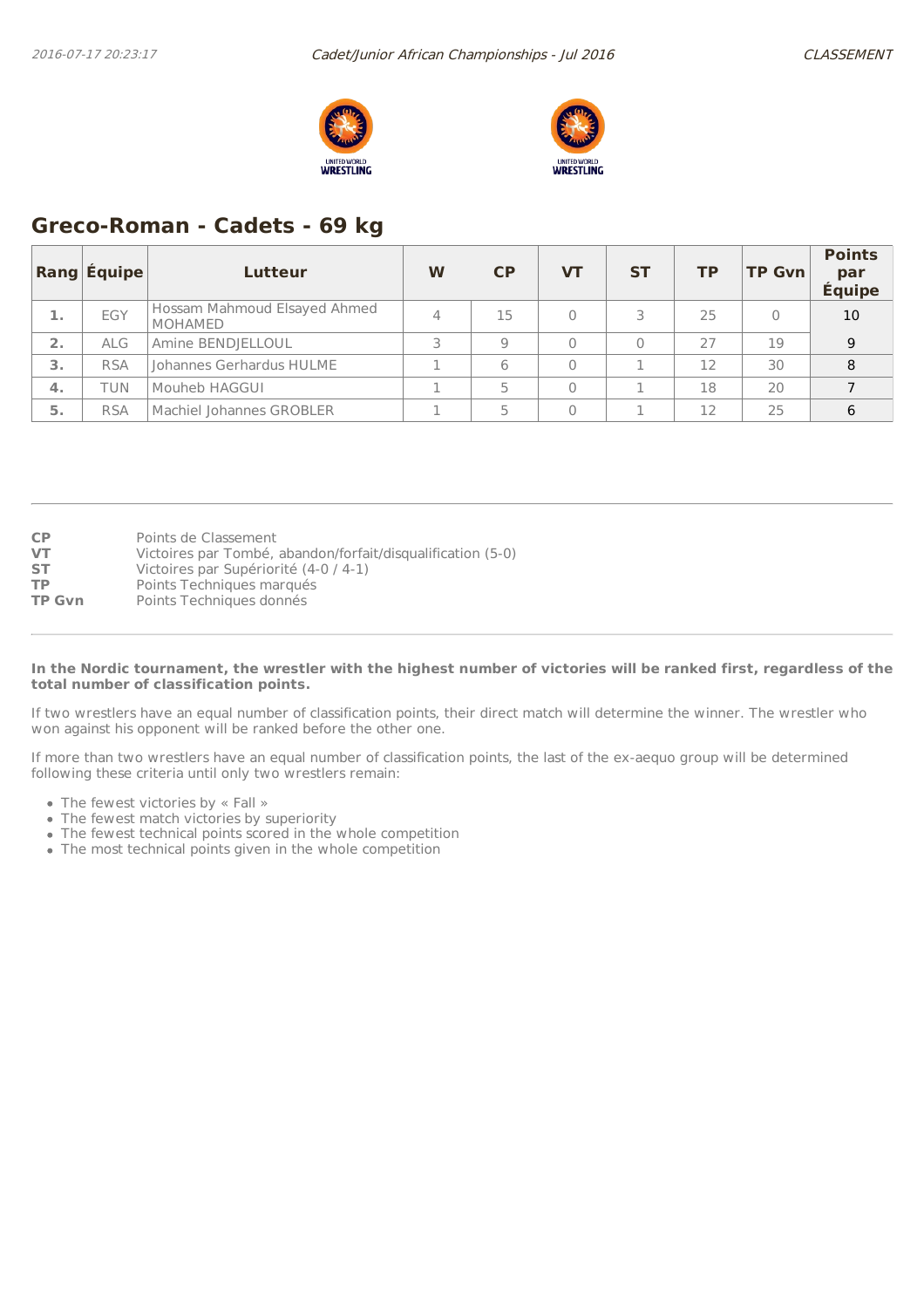## Greco-Roman - Cadets - 69 kg

| Rang | Équipe | Lutteur | W | CP | VT | ST | TP | TP Gvn | Points par Équipe |
|---|---|---|---|---|---|---|---|---|---|
| 1. | EGY | Hossam Mahmoud Elsayed Ahmed MOHAMED | 4 | 15 | 0 | 3 | 25 | 0 | 10 |
| 2. | ALG | Amine BENDJELLOUL | 3 | 9 | 0 | 0 | 27 | 19 | 9 |
| 3. | RSA | Johannes Gerhardus HULME | 1 | 6 | 0 | 1 | 12 | 30 | 8 |
| 4. | TUN | Mouheb HAGGUI | 1 | 5 | 0 | 1 | 18 | 20 | 7 |
| 5. | RSA | Machiel Johannes GROBLER | 1 | 5 | 0 | 1 | 12 | 25 | 6 |

**CP** Points de Classement
**VT** Victoires par Tombé, abandon/forfait/disqualification (5-0)
**ST** Victoires par Supériorité (4-0 / 4-1)
**TP** Points Techniques marqués
**TP Gvn** Points Techniques donnés

**In the Nordic tournament, the wrestler with the highest number of victories will be ranked first, regardless of the total number of classification points.**

If two wrestlers have an equal number of classification points, their direct match will determine the winner. The wrestler who won against his opponent will be ranked before the other one.

If more than two wrestlers have an equal number of classification points, the last of the ex-aequo group will be determined following these criteria until only two wrestlers remain:

- The fewest victories by « Fall »
- The fewest match victories by superiority
- The fewest technical points scored in the whole competition
- The most technical points given in the whole competition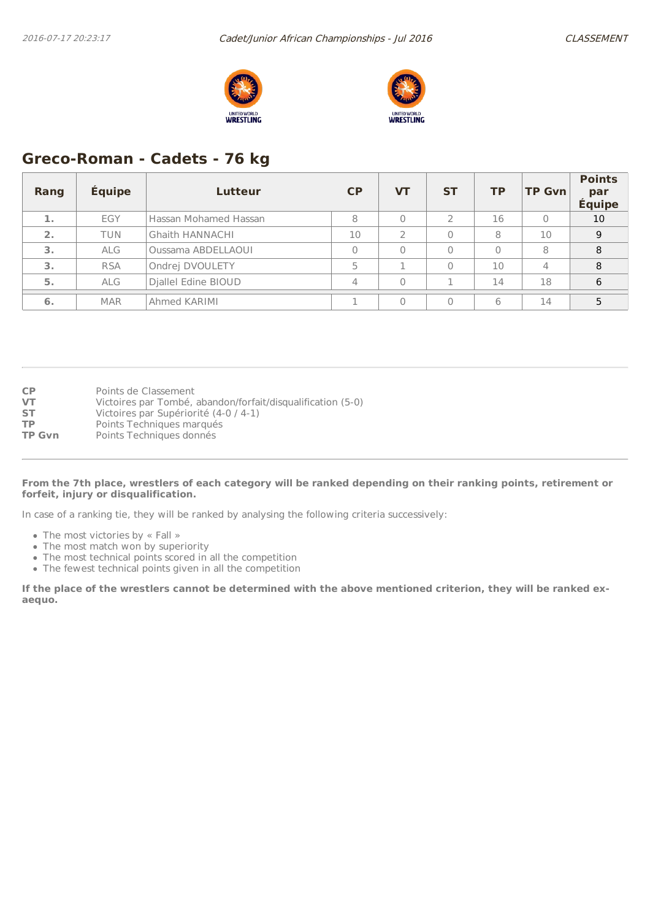## Greco-Roman - Cadets - 76 kg

| Rang | Équipe | Lutteur | CP | VT | ST | TP | TP Gvn | Points par Équipe |
|---|---|---|---|---|---|---|---|---|
| 1. | EGY | Hassan Mohamed Hassan | 8 | 0 | 2 | 16 | 0 | 10 |
| 2. | TUN | Ghaith HANNACHI | 10 | 2 | 0 | 8 | 10 | 9 |
| 3. | ALG | Oussama ABDELLAOUI | 0 | 0 | 0 | 0 | 8 | 8 |
| 3. | RSA | Ondrej DVOULETY | 5 | 1 | 0 | 10 | 4 | 8 |
| 5. | ALG | Djallel Edine BIOUD | 4 | 0 | 1 | 14 | 18 | 6 |
| 6. | MAR | Ahmed KARIMI | 1 | 0 | 0 | 6 | 14 | 5 |

**CP** Points de Classement
**VT** Victoires par Tombé, abandon/forfait/disqualification (5-0)
**ST** Victoires par Supériorité (4-0 / 4-1)
**TP** Points Techniques marqués
**TP Gvn** Points Techniques donnés

**From the 7th place, wrestlers of each category will be ranked depending on their ranking points, retirement or forfeit, injury or disqualification.**

In case of a ranking tie, they will be ranked by analysing the following criteria successively:

- The most victories by « Fall »
- The most match won by superiority
- The most technical points scored in all the competition
- The fewest technical points given in all the competition

**If the place of the wrestlers cannot be determined with the above mentioned criterion, they will be ranked ex-aequo.**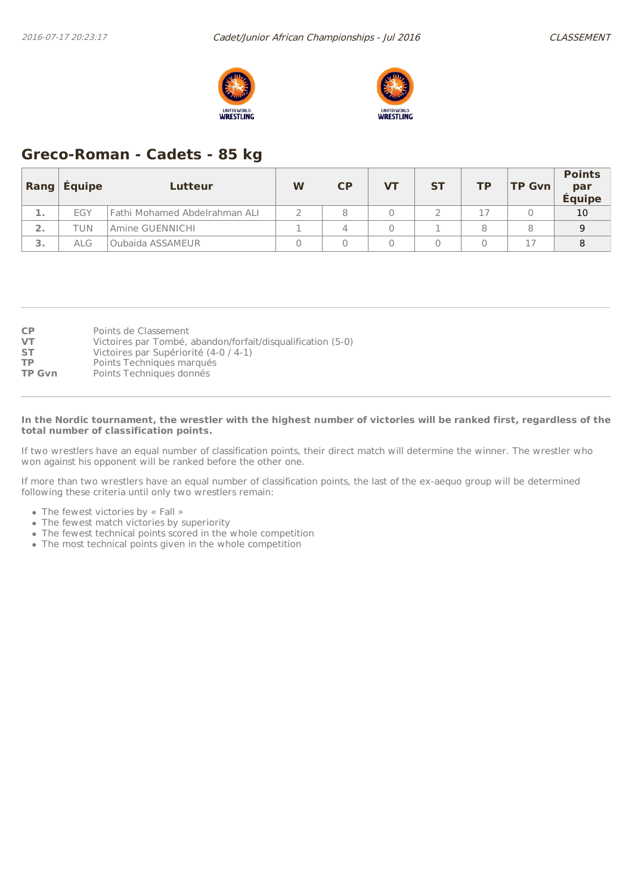## Greco-Roman - Cadets - 85 kg

| Rang | Équipe | Lutteur | W | CP | VT | ST | TP | TP Gvn | Points par Équipe |
|---|---|---|---|---|---|---|---|---|---|
| 1. | EGY | Fathi Mohamed Abdelrahman ALI | 2 | 8 | 0 | 2 | 17 | 0 | 10 |
| 2. | TUN | Amine GUENNICHI | 1 | 4 | 0 | 1 | 8 | 8 | 9 |
| 3. | ALG | Oubaida ASSAMEUR | 0 | 0 | 0 | 0 | 0 | 17 | 8 |

**CP** Points de Classement
**VT** Victoires par Tombé, abandon/forfait/disqualification (5-0)
**ST** Victoires par Supériorité (4-0 / 4-1)
**TP** Points Techniques marqués
**TP Gvn** Points Techniques donnés

**In the Nordic tournament, the wrestler with the highest number of victories will be ranked first, regardless of the total number of classification points.**

If two wrestlers have an equal number of classification points, their direct match will determine the winner. The wrestler who won against his opponent will be ranked before the other one.

If more than two wrestlers have an equal number of classification points, the last of the ex-aequo group will be determined following these criteria until only two wrestlers remain:

- The fewest victories by « Fall »
- The fewest match victories by superiority
- The fewest technical points scored in the whole competition
- The most technical points given in the whole competition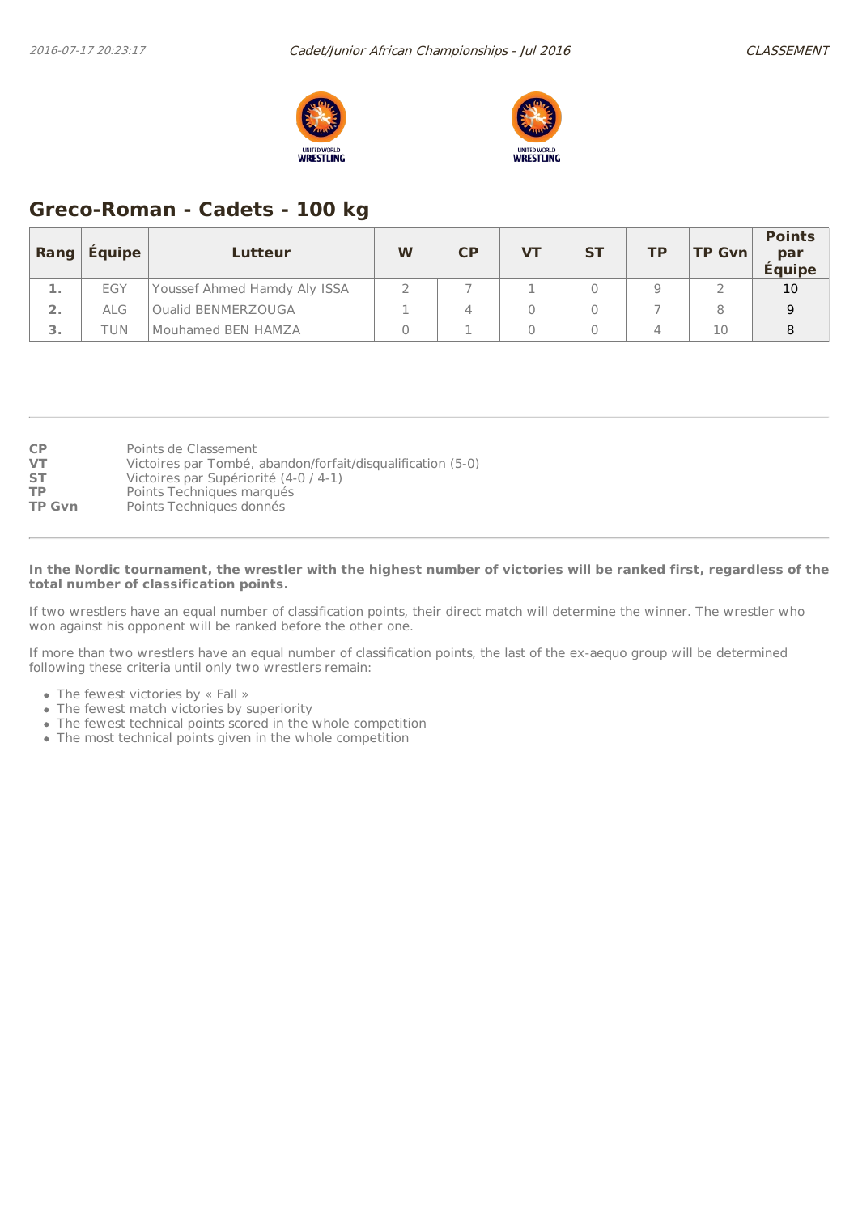## Greco-Roman - Cadets - 100 kg

| Rang | Équipe | Lutteur | W | CP | VT | ST | TP | TP Gvn | Points par Équipe |
|---|---|---|---|---|---|---|---|---|---|
| 1. | EGY | Youssef Ahmed Hamdy Aly ISSA | 2 | 7 | 1 | 0 | 9 | 2 | 10 |
| 2. | ALG | Oualid BENMERZOUGA | 1 | 4 | 0 | 0 | 7 | 8 | 9 |
| 3. | TUN | Mouhamed BEN HAMZA | 0 | 1 | 0 | 0 | 4 | 10 | 8 |

**CP** Points de Classement
**VT** Victoires par Tombé, abandon/forfait/disqualification (5-0)
**ST** Victoires par Supériorité (4-0 / 4-1)
**TP** Points Techniques marqués
**TP Gvn** Points Techniques donnés

**In the Nordic tournament, the wrestler with the highest number of victories will be ranked first, regardless of the total number of classification points.**

If two wrestlers have an equal number of classification points, their direct match will determine the winner. The wrestler who won against his opponent will be ranked before the other one.

If more than two wrestlers have an equal number of classification points, the last of the ex-aequo group will be determined following these criteria until only two wrestlers remain:

- The fewest victories by « Fall »
- The fewest match victories by superiority
- The fewest technical points scored in the whole competition
- The most technical points given in the whole competition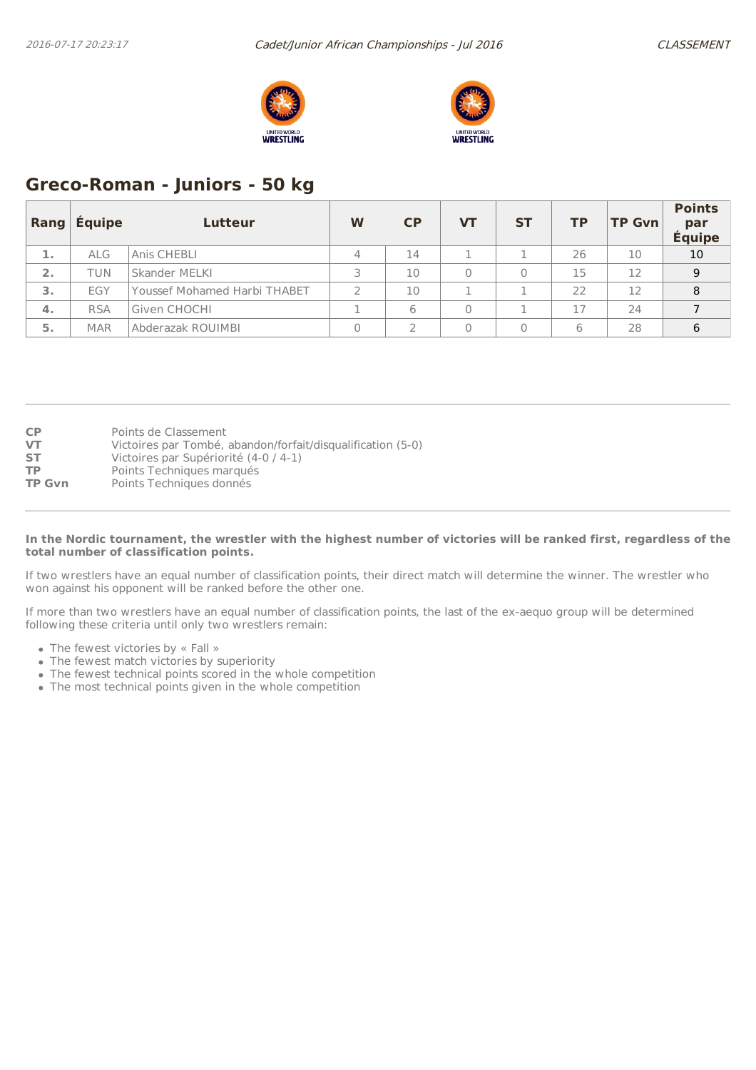## Greco-Roman - Juniors - 50 kg

| Rang | Équipe | Lutteur | W | CP | VT | ST | TP | TP Gvn | Points par Équipe |
|---|---|---|---|---|---|---|---|---|---|
| 1. | ALG | Anis CHEBLI | 4 | 14 | 1 | 1 | 26 | 10 | 10 |
| 2. | TUN | Skander MELKI | 3 | 10 | 0 | 0 | 15 | 12 | 9 |
| 3. | EGY | Youssef Mohamed Harbi THABET | 2 | 10 | 1 | 1 | 22 | 12 | 8 |
| 4. | RSA | Given CHOCHI | 1 | 6 | 0 | 1 | 17 | 24 | 7 |
| 5. | MAR | Abderazak ROUIMBI | 0 | 2 | 0 | 0 | 6 | 28 | 6 |

**CP** Points de Classement
**VT** Victoires par Tombé, abandon/forfait/disqualification (5-0)
**ST** Victoires par Supériorité (4-0 / 4-1)
**TP** Points Techniques marqués
**TP Gvn** Points Techniques donnés

**In the Nordic tournament, the wrestler with the highest number of victories will be ranked first, regardless of the total number of classification points.**

If two wrestlers have an equal number of classification points, their direct match will determine the winner. The wrestler who won against his opponent will be ranked before the other one.

If more than two wrestlers have an equal number of classification points, the last of the ex-aequo group will be determined following these criteria until only two wrestlers remain:

- The fewest victories by « Fall »
- The fewest match victories by superiority
- The fewest technical points scored in the whole competition
- The most technical points given in the whole competition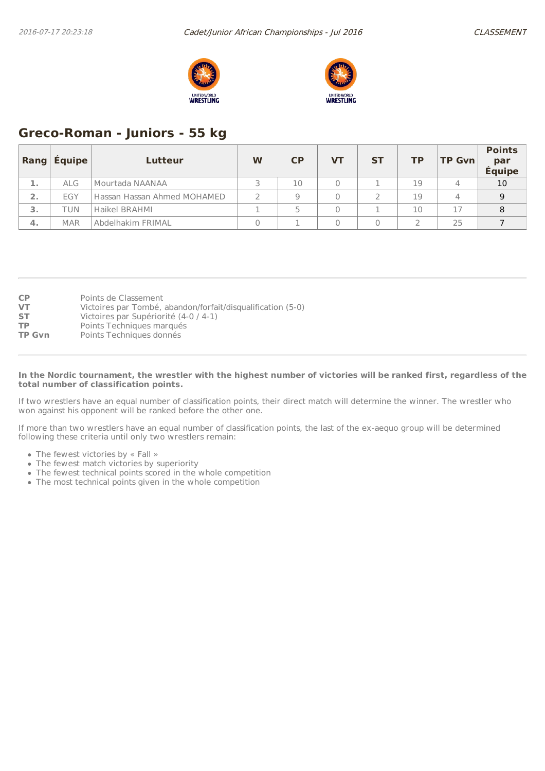## Greco-Roman - Juniors - 55 kg

| Rang | Équipe | Lutteur | W | CP | VT | ST | TP | TP Gvn | Points par Équipe |
|---|---|---|---|---|---|---|---|---|---|
| 1. | ALG | Mourtada NAANAA | 3 | 10 | 0 | 1 | 19 | 4 | 10 |
| 2. | EGY | Hassan Hassan Ahmed MOHAMED | 2 | 9 | 0 | 2 | 19 | 4 | 9 |
| 3. | TUN | Haikel BRAHMI | 1 | 5 | 0 | 1 | 10 | 17 | 8 |
| 4. | MAR | Abdelhakim FRIMAL | 0 | 1 | 0 | 0 | 2 | 25 | 7 |

**CP** Points de Classement
**VT** Victoires par Tombé, abandon/forfait/disqualification (5-0)
**ST** Victoires par Supériorité (4-0 / 4-1)
**TP** Points Techniques marqués
**TP Gvn** Points Techniques donnés

**In the Nordic tournament, the wrestler with the highest number of victories will be ranked first, regardless of the total number of classification points.**

If two wrestlers have an equal number of classification points, their direct match will determine the winner. The wrestler who won against his opponent will be ranked before the other one.

If more than two wrestlers have an equal number of classification points, the last of the ex-aequo group will be determined following these criteria until only two wrestlers remain:

- The fewest victories by « Fall »
- The fewest match victories by superiority
- The fewest technical points scored in the whole competition
- The most technical points given in the whole competition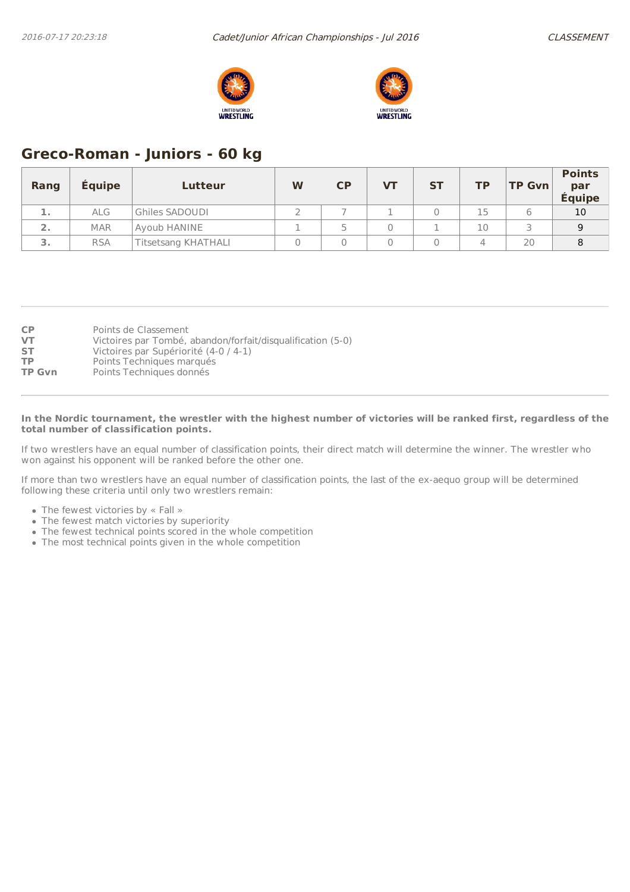## Greco-Roman - Juniors - 60 kg

| Rang | Équipe | Lutteur | W | CP | VT | ST | TP | TP Gvn | Points par Équipe |
|---|---|---|---|---|---|---|---|---|---|
| 1. | ALG | Ghiles SADOUDI | 2 | 7 | 1 | 0 | 15 | 6 | 10 |
| 2. | MAR | Ayoub HANINE | 1 | 5 | 0 | 1 | 10 | 3 | 9 |
| 3. | RSA | Titsetsang KHATHALI | 0 | 0 | 0 | 0 | 4 | 20 | 8 |

**CP** Points de Classement
**VT** Victoires par Tombé, abandon/forfait/disqualification (5-0)
**ST** Victoires par Supériorité (4-0 / 4-1)
**TP** Points Techniques marqués
**TP Gvn** Points Techniques donnés

**In the Nordic tournament, the wrestler with the highest number of victories will be ranked first, regardless of the total number of classification points.**

If two wrestlers have an equal number of classification points, their direct match will determine the winner. The wrestler who won against his opponent will be ranked before the other one.

If more than two wrestlers have an equal number of classification points, the last of the ex-aequo group will be determined following these criteria until only two wrestlers remain:

- The fewest victories by « Fall »
- The fewest match victories by superiority
- The fewest technical points scored in the whole competition
- The most technical points given in the whole competition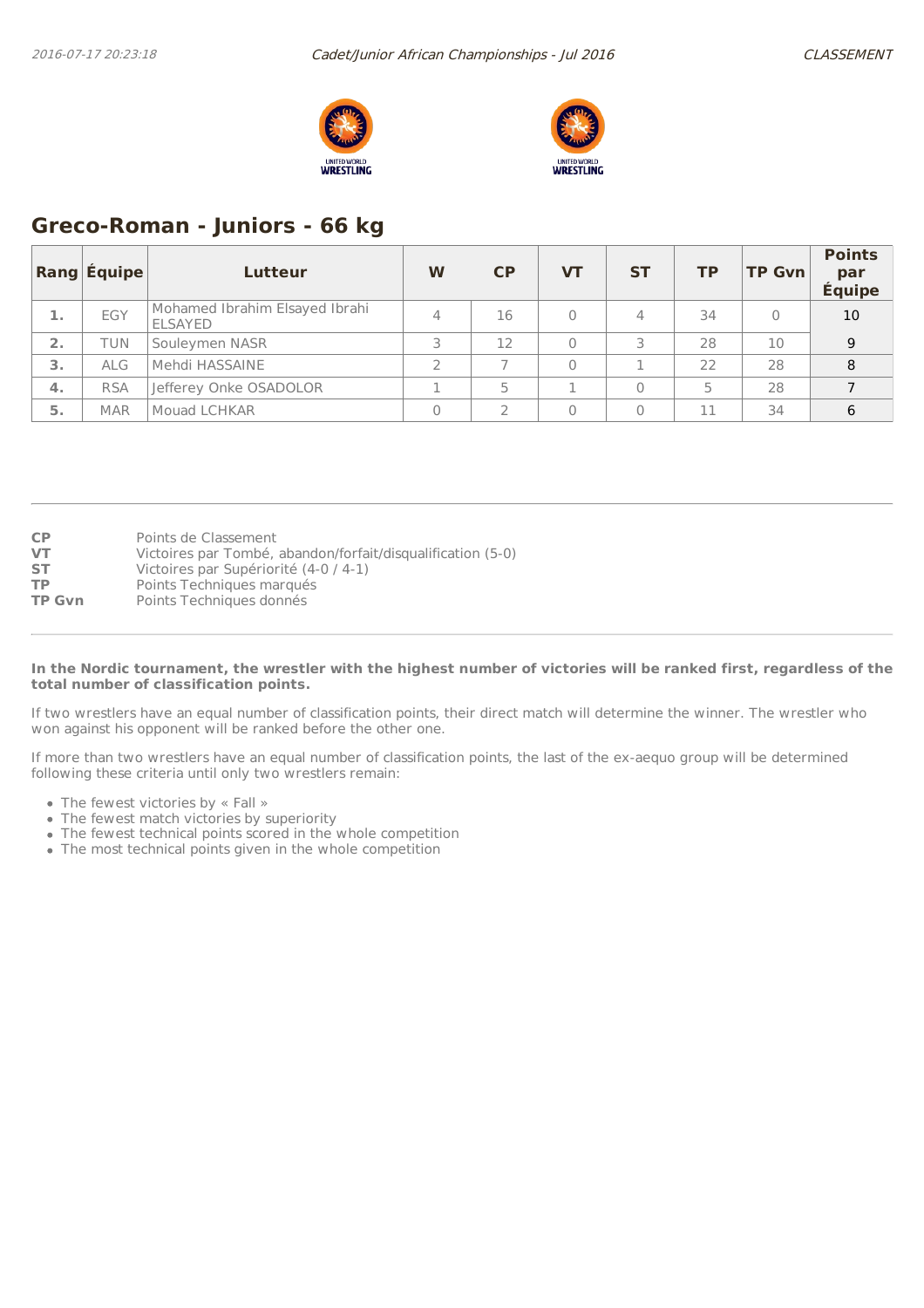## Greco-Roman - Juniors - 66 kg

| Rang | Équipe | Lutteur | W | CP | VT | ST | TP | TP Gvn | Points par Équipe |
|---|---|---|---|---|---|---|---|---|---|
| 1. | EGY | Mohamed Ibrahim Elsayed Ibrahi ELSAYED | 4 | 16 | 0 | 4 | 34 | 0 | 10 |
| 2. | TUN | Souleymen NASR | 3 | 12 | 0 | 3 | 28 | 10 | 9 |
| 3. | ALG | Mehdi HASSAINE | 2 | 7 | 0 | 1 | 22 | 28 | 8 |
| 4. | RSA | Jefferey Onke OSADOLOR | 1 | 5 | 1 | 0 | 5 | 28 | 7 |
| 5. | MAR | Mouad LCHKAR | 0 | 2 | 0 | 0 | 11 | 34 | 6 |

**CP** Points de Classement
**VT** Victoires par Tombé, abandon/forfait/disqualification (5-0)
**ST** Victoires par Supériorité (4-0 / 4-1)
**TP** Points Techniques marqués
**TP Gvn** Points Techniques donnés

**In the Nordic tournament, the wrestler with the highest number of victories will be ranked first, regardless of the total number of classification points.**

If two wrestlers have an equal number of classification points, their direct match will determine the winner. The wrestler who won against his opponent will be ranked before the other one.

If more than two wrestlers have an equal number of classification points, the last of the ex-aequo group will be determined following these criteria until only two wrestlers remain:

- The fewest victories by « Fall »
- The fewest match victories by superiority
- The fewest technical points scored in the whole competition
- The most technical points given in the whole competition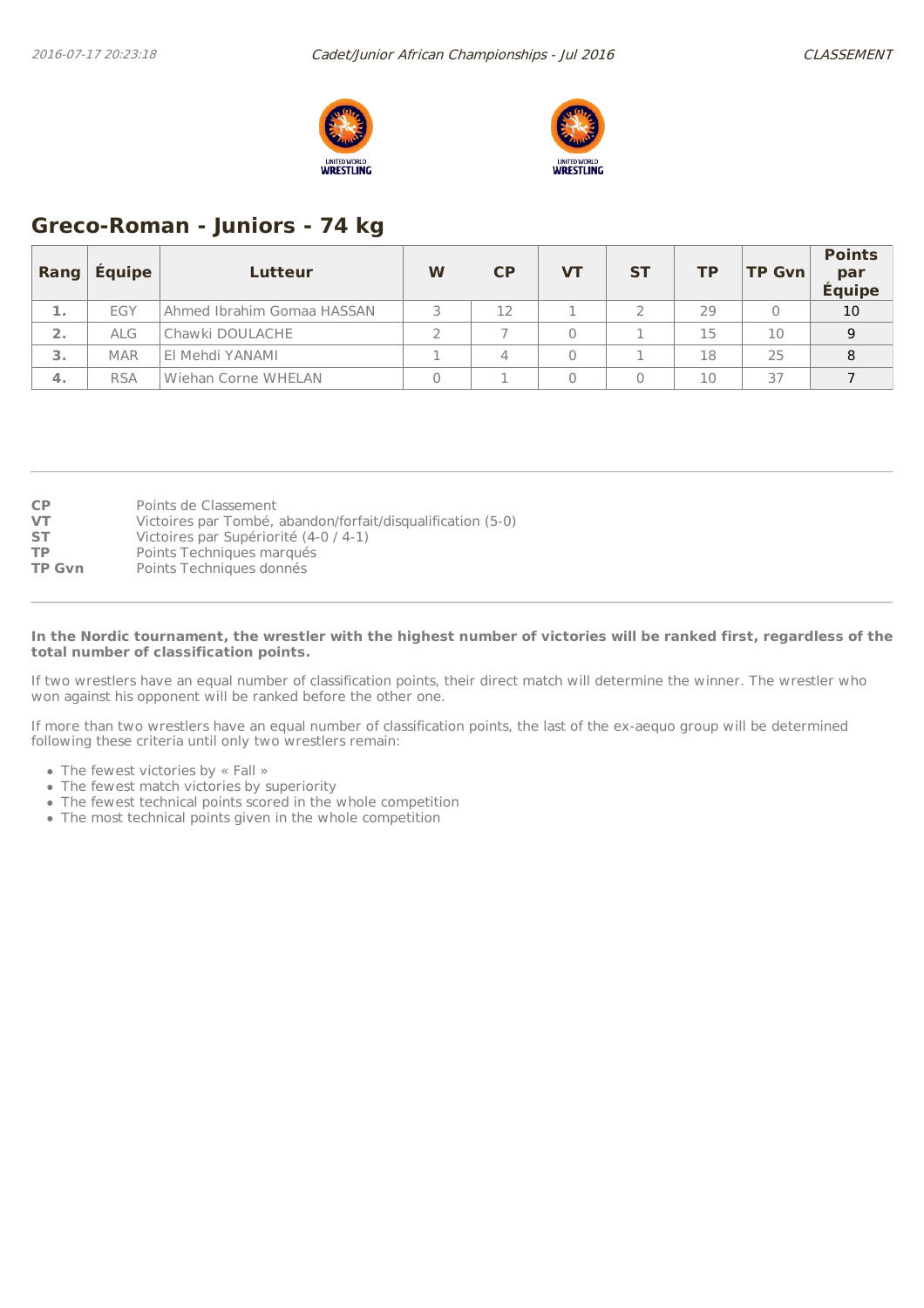## Greco-Roman - Juniors - 74 kg

| Rang | Équipe | Lutteur | W | CP | VT | ST | TP | TP Gvn | Points par Équipe |
|---|---|---|---|---|---|---|---|---|---|
| 1. | EGY | Ahmed Ibrahim Gomaa HASSAN | 3 | 12 | 1 | 2 | 29 | 0 | 10 |
| 2. | ALG | Chawki DOULACHE | 2 | 7 | 0 | 1 | 15 | 10 | 9 |
| 3. | MAR | El Mehdi YANAMI | 1 | 4 | 0 | 1 | 18 | 25 | 8 |
| 4. | RSA | Wiehan Corne WHELAN | 0 | 1 | 0 | 0 | 10 | 37 | 7 |

**CP** Points de Classement
**VT** Victoires par Tombé, abandon/forfait/disqualification (5-0)
**ST** Victoires par Supériorité (4-0 / 4-1)
**TP** Points Techniques marqués
**TP Gvn** Points Techniques donnés

**In the Nordic tournament, the wrestler with the highest number of victories will be ranked first, regardless of the total number of classification points.**

If two wrestlers have an equal number of classification points, their direct match will determine the winner. The wrestler who won against his opponent will be ranked before the other one.

If more than two wrestlers have an equal number of classification points, the last of the ex-aequo group will be determined following these criteria until only two wrestlers remain:

- The fewest victories by « Fall »
- The fewest match victories by superiority
- The fewest technical points scored in the whole competition
- The most technical points given in the whole competition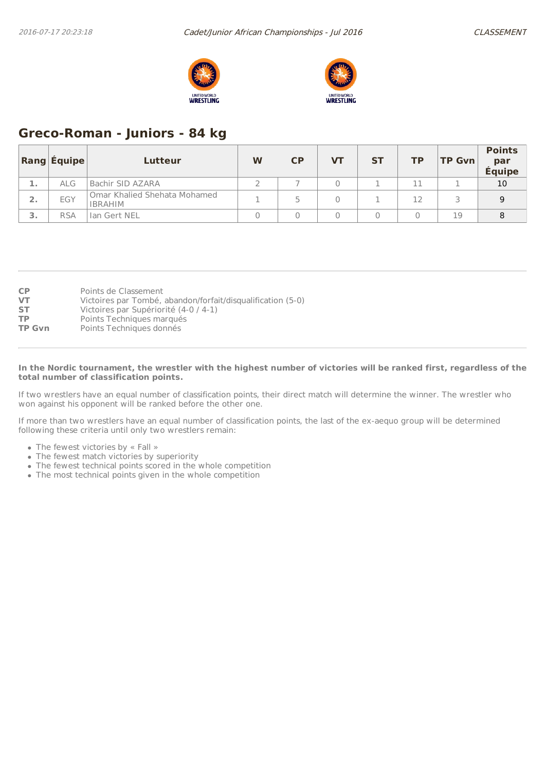## Greco-Roman - Juniors - 84 kg

| Rang | Équipe | Lutteur | W | CP | VT | ST | TP | TP Gvn | Points par Équipe |
|---|---|---|---|---|---|---|---|---|---|
| 1. | ALG | Bachir SID AZARA | 2 | 7 | 0 | 1 | 11 | 1 | 10 |
| 2. | EGY | Omar Khalied Shehata Mohamed IBRAHIM | 1 | 5 | 0 | 1 | 12 | 3 | 9 |
| 3. | RSA | Ian Gert NEL | 0 | 0 | 0 | 0 | 0 | 19 | 8 |

**CP** Points de Classement
**VT** Victoires par Tombé, abandon/forfait/disqualification (5-0)
**ST** Victoires par Supériorité (4-0 / 4-1)
**TP** Points Techniques marqués
**TP Gvn** Points Techniques donnés

**In the Nordic tournament, the wrestler with the highest number of victories will be ranked first, regardless of the total number of classification points.**

If two wrestlers have an equal number of classification points, their direct match will determine the winner. The wrestler who won against his opponent will be ranked before the other one.

If more than two wrestlers have an equal number of classification points, the last of the ex-aequo group will be determined following these criteria until only two wrestlers remain:

- The fewest victories by « Fall »
- The fewest match victories by superiority
- The fewest technical points scored in the whole competition
- The most technical points given in the whole competition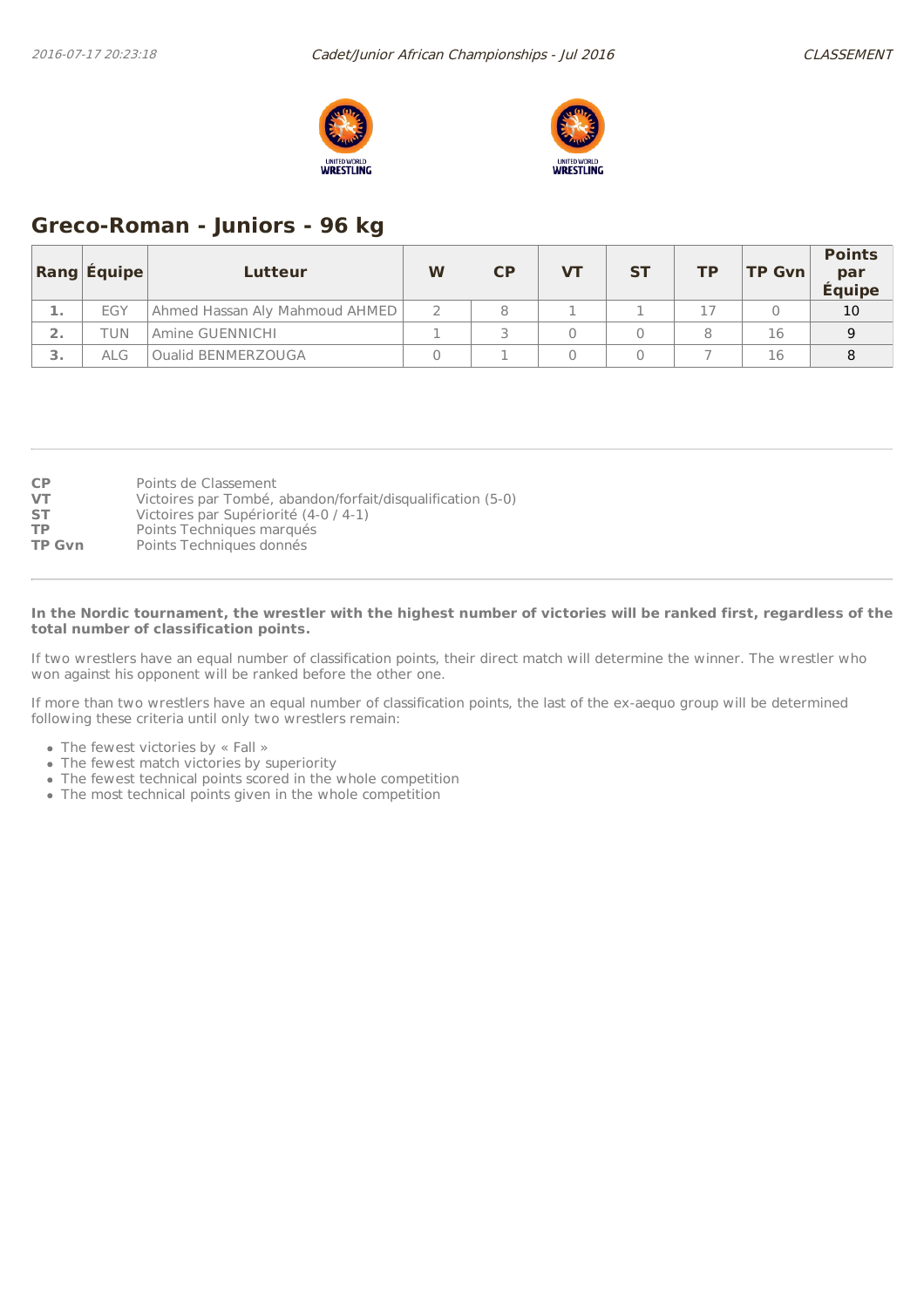## Greco-Roman - Juniors - 96 kg

| Rang | Équipe | Lutteur | W | CP | VT | ST | TP | TP Gvn | Points par Équipe |
|---|---|---|---|---|---|---|---|---|---|
| 1. | EGY | Ahmed Hassan Aly Mahmoud AHMED | 2 | 8 | 1 | 1 | 17 | 0 | 10 |
| 2. | TUN | Amine GUENNICHI | 1 | 3 | 0 | 0 | 8 | 16 | 9 |
| 3. | ALG | Oualid BENMERZOUGA | 0 | 1 | 0 | 0 | 7 | 16 | 8 |

**CP** Points de Classement
**VT** Victoires par Tombé, abandon/forfait/disqualification (5-0)
**ST** Victoires par Supériorité (4-0 / 4-1)
**TP** Points Techniques marqués
**TP Gvn** Points Techniques donnés

**In the Nordic tournament, the wrestler with the highest number of victories will be ranked first, regardless of the total number of classification points.**

If two wrestlers have an equal number of classification points, their direct match will determine the winner. The wrestler who won against his opponent will be ranked before the other one.

If more than two wrestlers have an equal number of classification points, the last of the ex-aequo group will be determined following these criteria until only two wrestlers remain:

- The fewest victories by « Fall »
- The fewest match victories by superiority
- The fewest technical points scored in the whole competition
- The most technical points given in the whole competition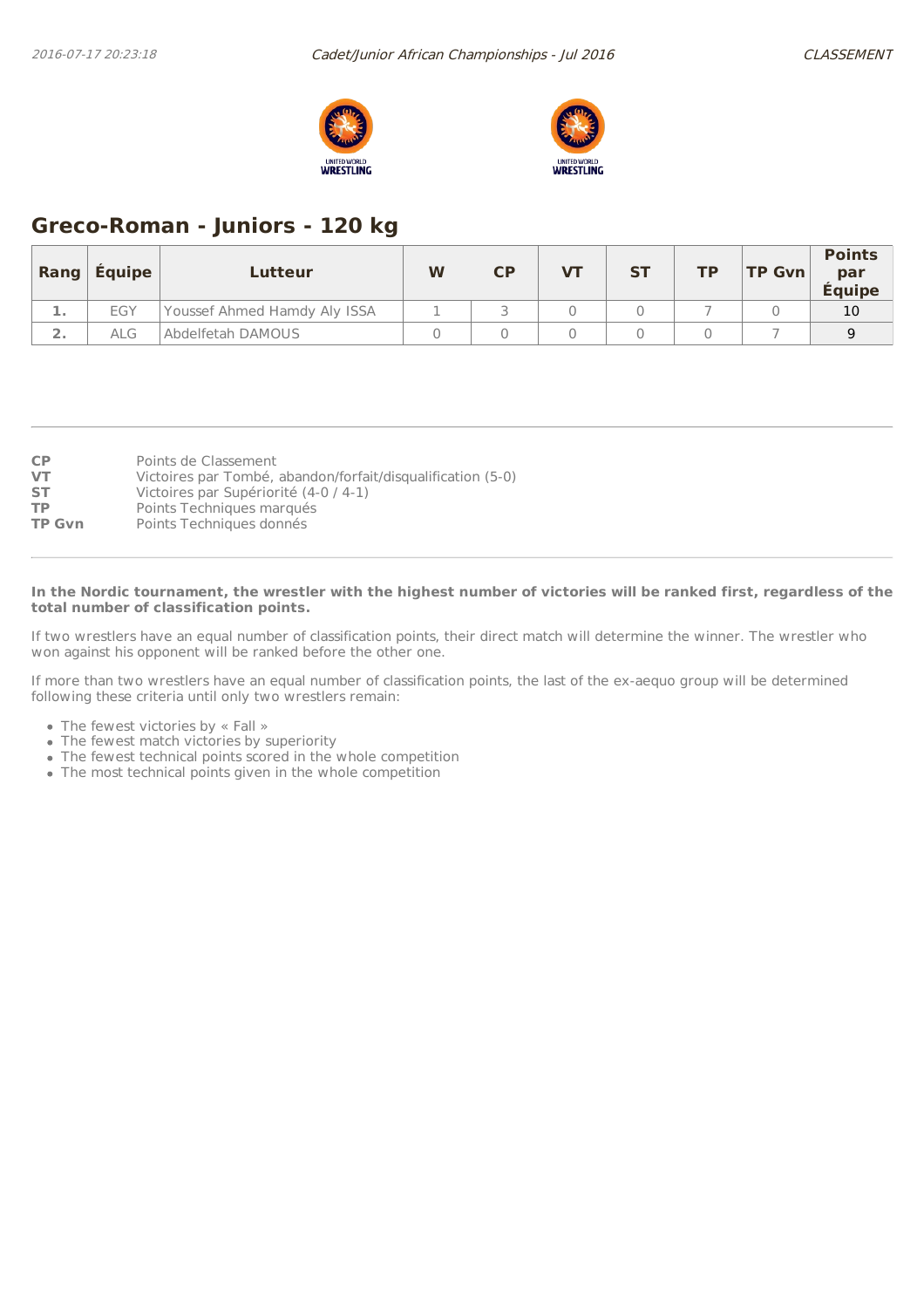## Greco-Roman - Juniors - 120 kg

| Rang | Équipe | Lutteur | W | CP | VT | ST | TP | TP Gvn | Points par Équipe |
|---|---|---|---|---|---|---|---|---|---|
| 1. | EGY | Youssef Ahmed Hamdy Aly ISSA | 1 | 3 | 0 | 0 | 7 | 0 | 10 |
| 2. | ALG | Abdelfetah DAMOUS | 0 | 0 | 0 | 0 | 0 | 7 | 9 |

**CP** Points de Classement
**VT** Victoires par Tombé, abandon/forfait/disqualification (5-0)
**ST** Victoires par Supériorité (4-0 / 4-1)
**TP** Points Techniques marqués
**TP Gvn** Points Techniques donnés

**In the Nordic tournament, the wrestler with the highest number of victories will be ranked first, regardless of the total number of classification points.**

If two wrestlers have an equal number of classification points, their direct match will determine the winner. The wrestler who won against his opponent will be ranked before the other one.

If more than two wrestlers have an equal number of classification points, the last of the ex-aequo group will be determined following these criteria until only two wrestlers remain:

- The fewest victories by « Fall »
- The fewest match victories by superiority
- The fewest technical points scored in the whole competition
- The most technical points given in the whole competition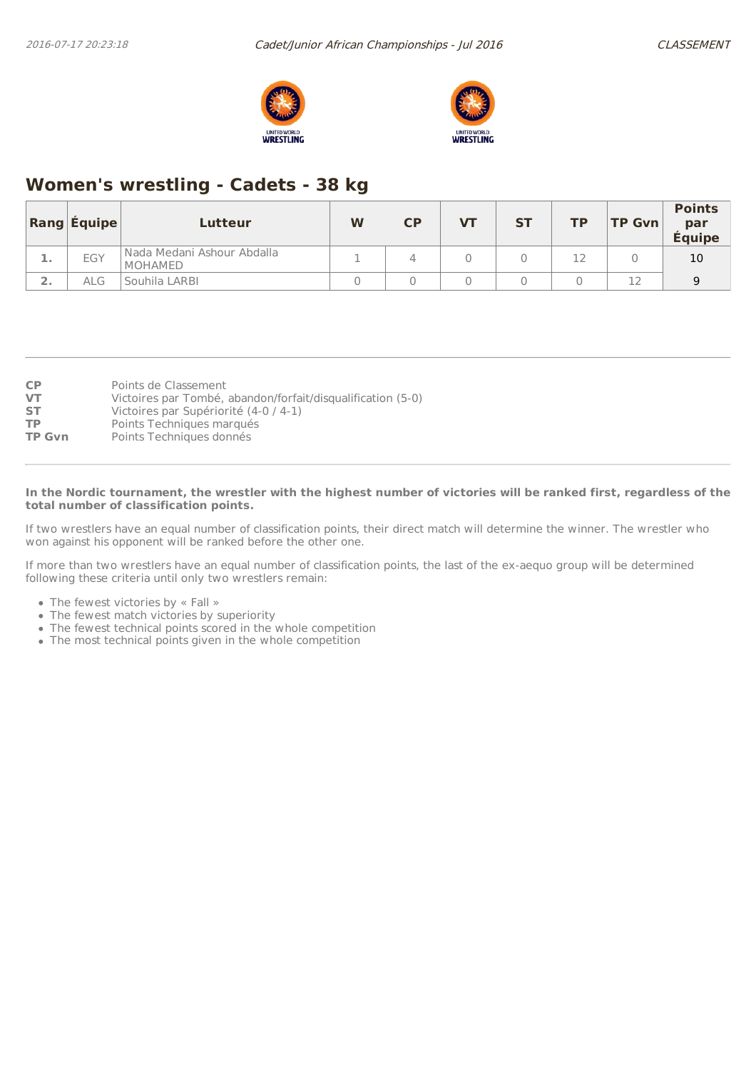## Women's wrestling - Cadets - 38 kg

| Rang | Équipe | Lutteur | W | CP | VT | ST | TP | TP Gvn | Points par Équipe |
|---|---|---|---|---|---|---|---|---|---|
| 1. | EGY | Nada Medani Ashour Abdalla MOHAMED | 1 | 4 | 0 | 0 | 12 | 0 | 10 |
| 2. | ALG | Souhila LARBI | 0 | 0 | 0 | 0 | 0 | 12 | 9 |

**CP** Points de Classement
**VT** Victoires par Tombé, abandon/forfait/disqualification (5-0)
**ST** Victoires par Supériorité (4-0 / 4-1)
**TP** Points Techniques marqués
**TP Gvn** Points Techniques donnés

**In the Nordic tournament, the wrestler with the highest number of victories will be ranked first, regardless of the total number of classification points.**

If two wrestlers have an equal number of classification points, their direct match will determine the winner. The wrestler who won against his opponent will be ranked before the other one.

If more than two wrestlers have an equal number of classification points, the last of the ex-aequo group will be determined following these criteria until only two wrestlers remain:

- The fewest victories by « Fall »
- The fewest match victories by superiority
- The fewest technical points scored in the whole competition
- The most technical points given in the whole competition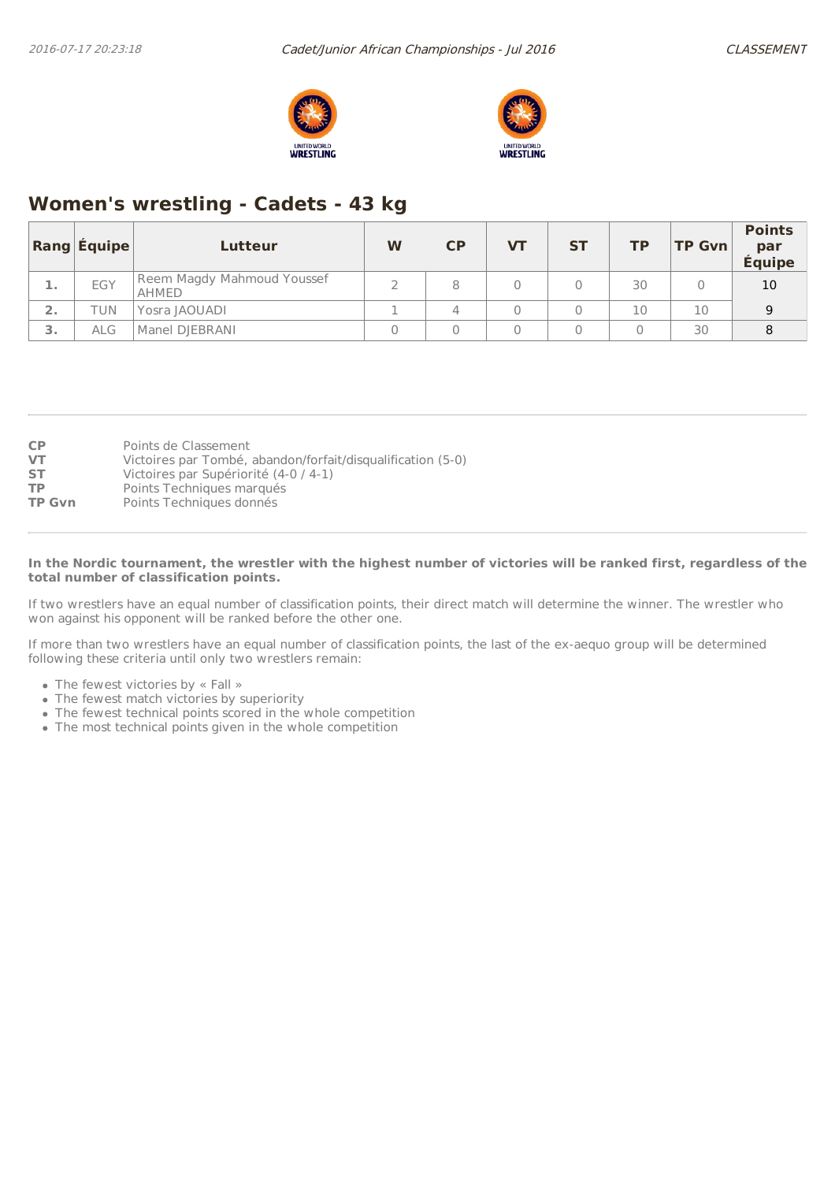## Women's wrestling - Cadets - 43 kg

| Rang | Équipe | Lutteur | W | CP | VT | ST | TP | TP Gvn | Points par Équipe |
|---|---|---|---|---|---|---|---|---|---|
| 1. | EGY | Reem Magdy Mahmoud Youssef AHMED | 2 | 8 | 0 | 0 | 30 | 0 | 10 |
| 2. | TUN | Yosra JAOUADI | 1 | 4 | 0 | 0 | 10 | 10 | 9 |
| 3. | ALG | Manel DJEBRANI | 0 | 0 | 0 | 0 | 0 | 30 | 8 |

**CP** Points de Classement
**VT** Victoires par Tombé, abandon/forfait/disqualification (5-0)
**ST** Victoires par Supériorité (4-0 / 4-1)
**TP** Points Techniques marqués
**TP Gvn** Points Techniques donnés

**In the Nordic tournament, the wrestler with the highest number of victories will be ranked first, regardless of the total number of classification points.**

If two wrestlers have an equal number of classification points, their direct match will determine the winner. The wrestler who won against his opponent will be ranked before the other one.

If more than two wrestlers have an equal number of classification points, the last of the ex-aequo group will be determined following these criteria until only two wrestlers remain:

- The fewest victories by « Fall »
- The fewest match victories by superiority
- The fewest technical points scored in the whole competition
- The most technical points given in the whole competition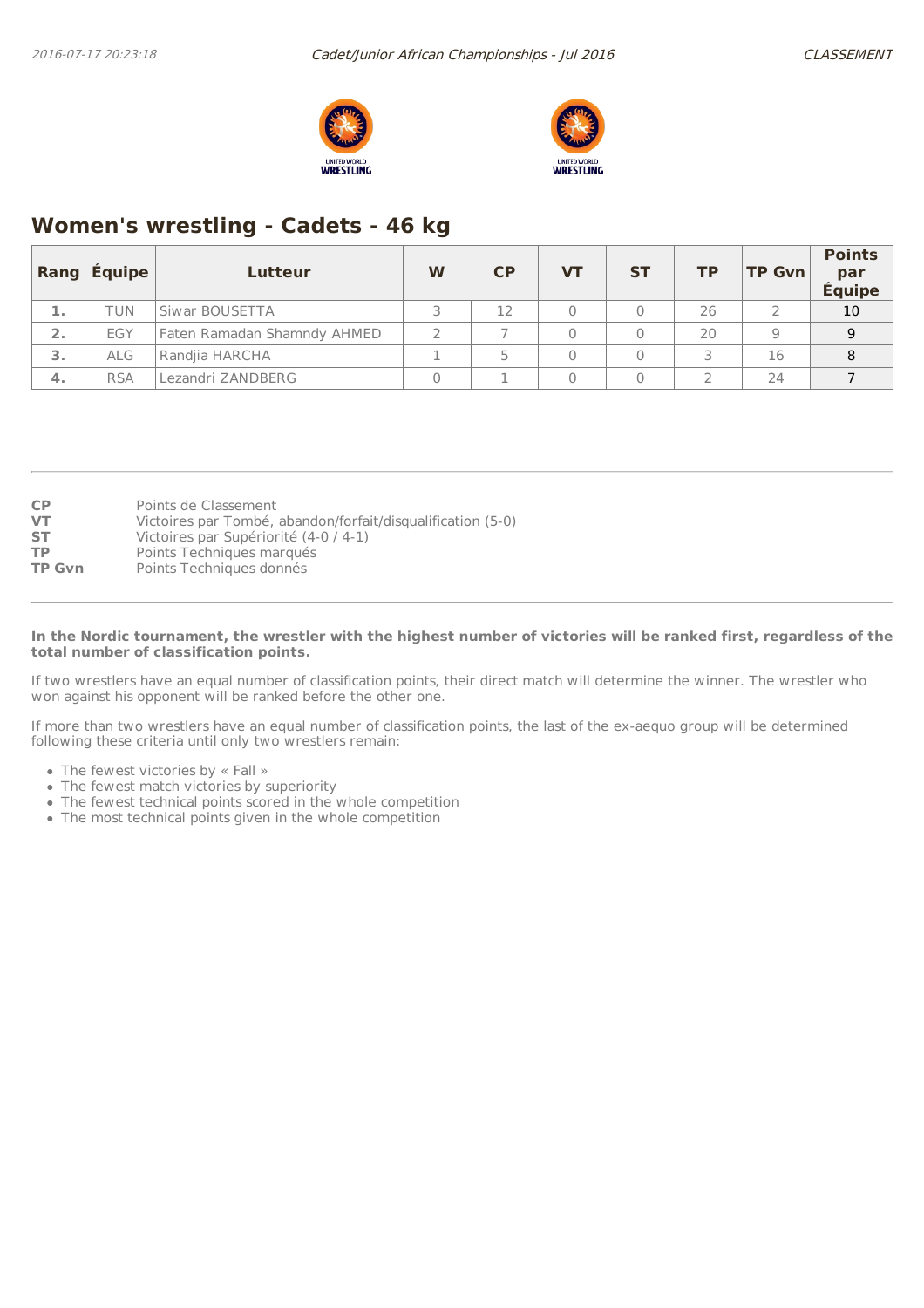## Women's wrestling - Cadets - 46 kg

| Rang | Équipe | Lutteur | W | CP | VT | ST | TP | TP Gvn | Points par Équipe |
|---|---|---|---|---|---|---|---|---|---|
| 1. | TUN | Siwar BOUSETTA | 3 | 12 | 0 | 0 | 26 | 2 | 10 |
| 2. | EGY | Faten Ramadan Shamndy AHMED | 2 | 7 | 0 | 0 | 20 | 9 | 9 |
| 3. | ALG | Randjia HARCHA | 1 | 5 | 0 | 0 | 3 | 16 | 8 |
| 4. | RSA | Lezandri ZANDBERG | 0 | 1 | 0 | 0 | 2 | 24 | 7 |

**CP** Points de Classement
**VT** Victoires par Tombé, abandon/forfait/disqualification (5-0)
**ST** Victoires par Supériorité (4-0 / 4-1)
**TP** Points Techniques marqués
**TP Gvn** Points Techniques donnés

**In the Nordic tournament, the wrestler with the highest number of victories will be ranked first, regardless of the total number of classification points.**

If two wrestlers have an equal number of classification points, their direct match will determine the winner. The wrestler who won against his opponent will be ranked before the other one.

If more than two wrestlers have an equal number of classification points, the last of the ex-aequo group will be determined following these criteria until only two wrestlers remain:

- The fewest victories by « Fall »
- The fewest match victories by superiority
- The fewest technical points scored in the whole competition
- The most technical points given in the whole competition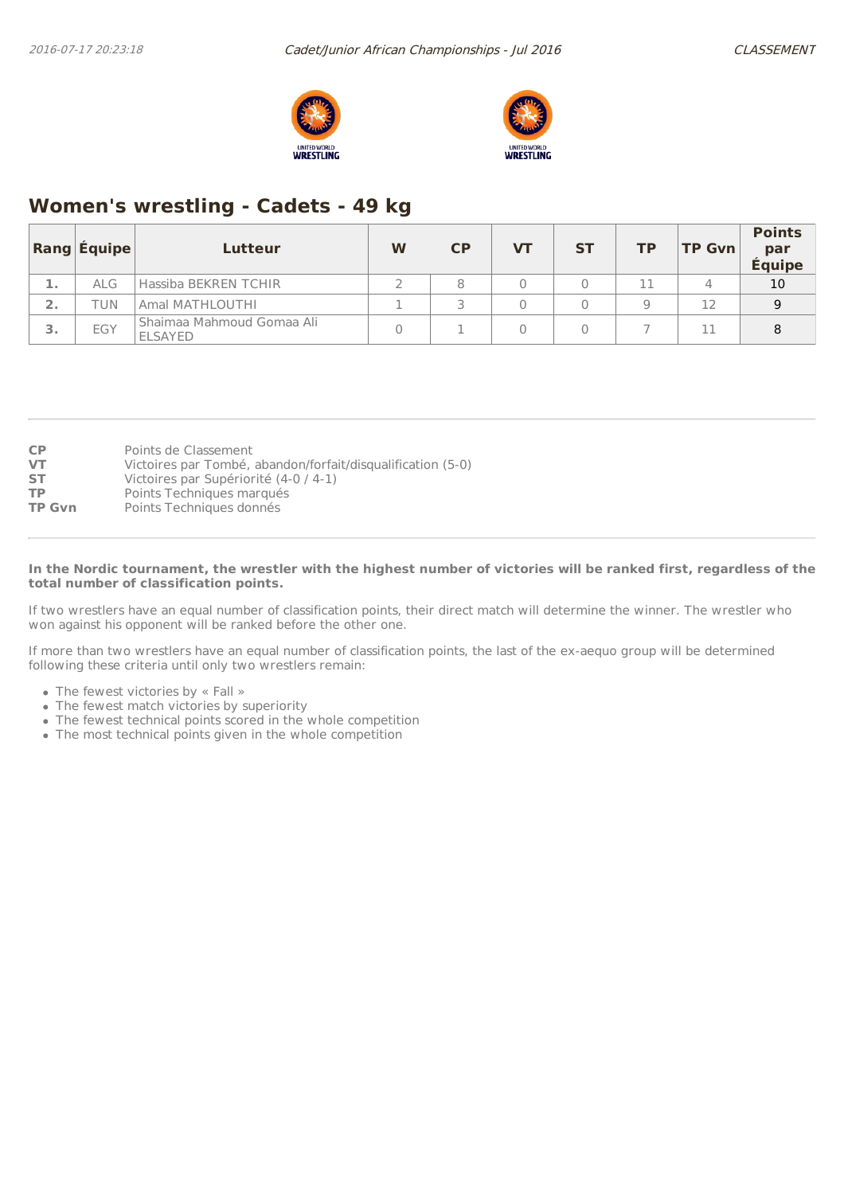## Women's wrestling - Cadets - 49 kg

| Rang | Équipe | Lutteur | W | CP | VT | ST | TP | TP Gvn | Points par Équipe |
|---|---|---|---|---|---|---|---|---|---|
| 1. | ALG | Hassiba BEKREN TCHIR | 2 | 8 | 0 | 0 | 11 | 4 | 10 |
| 2. | TUN | Amal MATHLOUTHI | 1 | 3 | 0 | 0 | 9 | 12 | 9 |
| 3. | EGY | Shaimaa Mahmoud Gomaa Ali ELSAYED | 0 | 1 | 0 | 0 | 7 | 11 | 8 |

**CP** Points de Classement
**VT** Victoires par Tombé, abandon/forfait/disqualification (5-0)
**ST** Victoires par Supériorité (4-0 / 4-1)
**TP** Points Techniques marqués
**TP Gvn** Points Techniques donnés

**In the Nordic tournament, the wrestler with the highest number of victories will be ranked first, regardless of the total number of classification points.**

If two wrestlers have an equal number of classification points, their direct match will determine the winner. The wrestler who won against his opponent will be ranked before the other one.

If more than two wrestlers have an equal number of classification points, the last of the ex-aequo group will be determined following these criteria until only two wrestlers remain:

- The fewest victories by « Fall »
- The fewest match victories by superiority
- The fewest technical points scored in the whole competition
- The most technical points given in the whole competition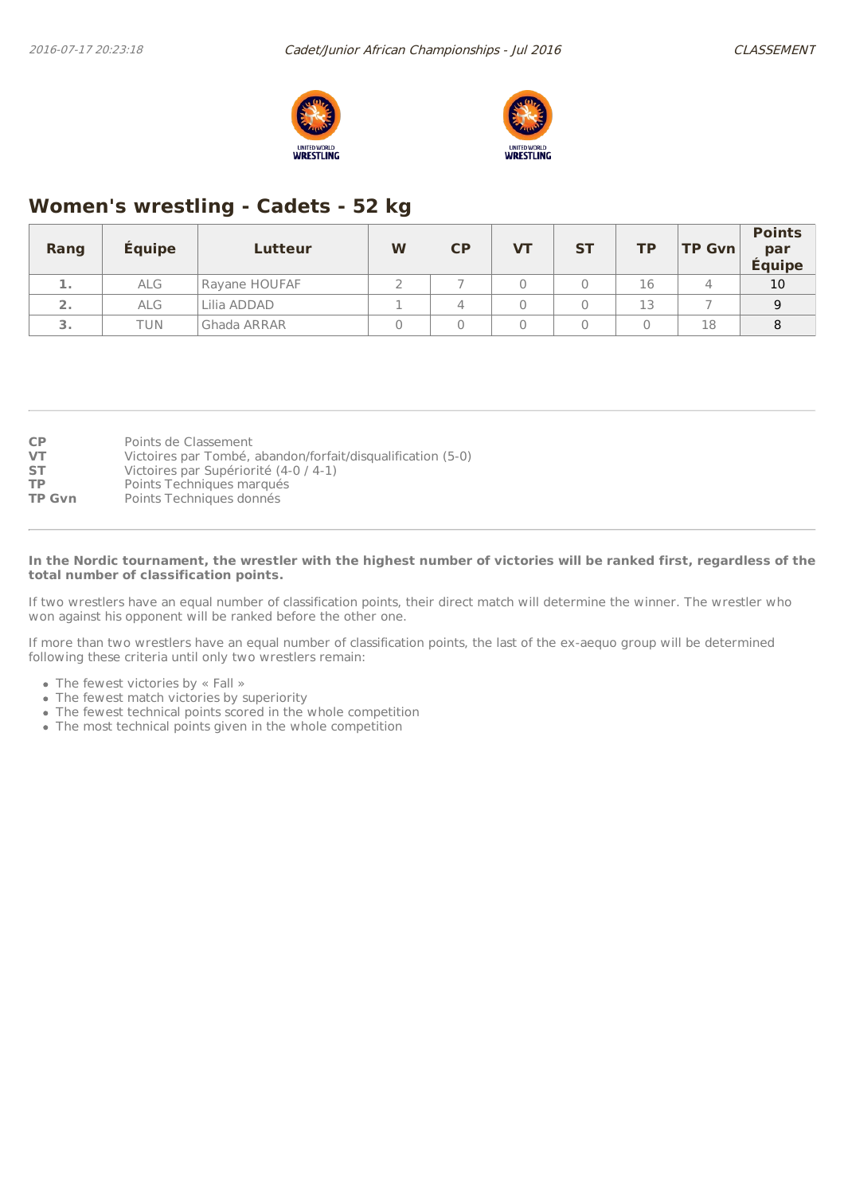## Women's wrestling - Cadets - 52 kg

| Rang | Équipe | Lutteur | W | CP | VT | ST | TP | TP Gvn | Points par Équipe |
|---|---|---|---|---|---|---|---|---|---|
| 1. | ALG | Rayane HOUFAF | 2 | 7 | 0 | 0 | 16 | 4 | 10 |
| 2. | ALG | Lilia ADDAD | 1 | 4 | 0 | 0 | 13 | 7 | 9 |
| 3. | TUN | Ghada ARRAR | 0 | 0 | 0 | 0 | 0 | 18 | 8 |

**CP** Points de Classement
**VT** Victoires par Tombé, abandon/forfait/disqualification (5-0)
**ST** Victoires par Supériorité (4-0 / 4-1)
**TP** Points Techniques marqués
**TP Gvn** Points Techniques donnés

**In the Nordic tournament, the wrestler with the highest number of victories will be ranked first, regardless of the total number of classification points.**

If two wrestlers have an equal number of classification points, their direct match will determine the winner. The wrestler who won against his opponent will be ranked before the other one.

If more than two wrestlers have an equal number of classification points, the last of the ex-aequo group will be determined following these criteria until only two wrestlers remain:

- The fewest victories by « Fall »
- The fewest match victories by superiority
- The fewest technical points scored in the whole competition
- The most technical points given in the whole competition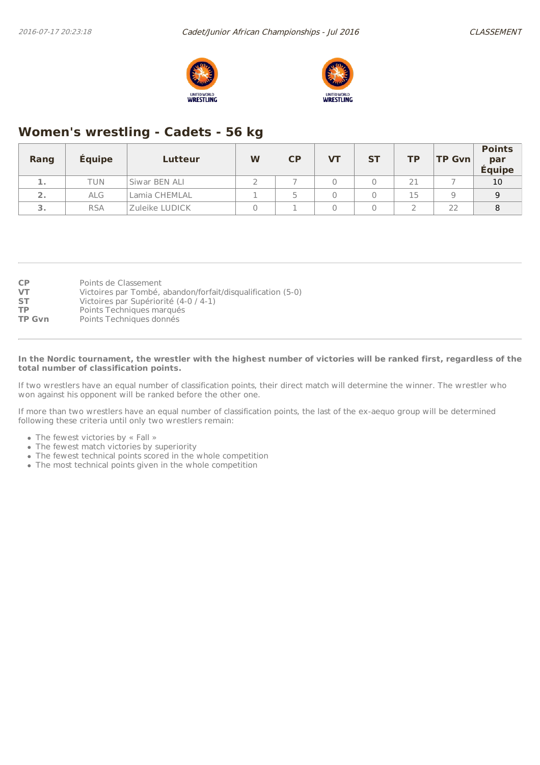## Women's wrestling - Cadets - 56 kg

| Rang | Équipe | Lutteur | W | CP | VT | ST | TP | TP Gvn | Points par Équipe |
|---|---|---|---|---|---|---|---|---|---|
| 1. | TUN | Siwar BEN ALI | 2 | 7 | 0 | 0 | 21 | 7 | 10 |
| 2. | ALG | Lamia CHEMLAL | 1 | 5 | 0 | 0 | 15 | 9 | 9 |
| 3. | RSA | Zuleike LUDICK | 0 | 1 | 0 | 0 | 2 | 22 | 8 |

**CP** Points de Classement
**VT** Victoires par Tombé, abandon/forfait/disqualification (5-0)
**ST** Victoires par Supériorité (4-0 / 4-1)
**TP** Points Techniques marqués
**TP Gvn** Points Techniques donnés

**In the Nordic tournament, the wrestler with the highest number of victories will be ranked first, regardless of the total number of classification points.**

If two wrestlers have an equal number of classification points, their direct match will determine the winner. The wrestler who won against his opponent will be ranked before the other one.

If more than two wrestlers have an equal number of classification points, the last of the ex-aequo group will be determined following these criteria until only two wrestlers remain:

- The fewest victories by « Fall »
- The fewest match victories by superiority
- The fewest technical points scored in the whole competition
- The most technical points given in the whole competition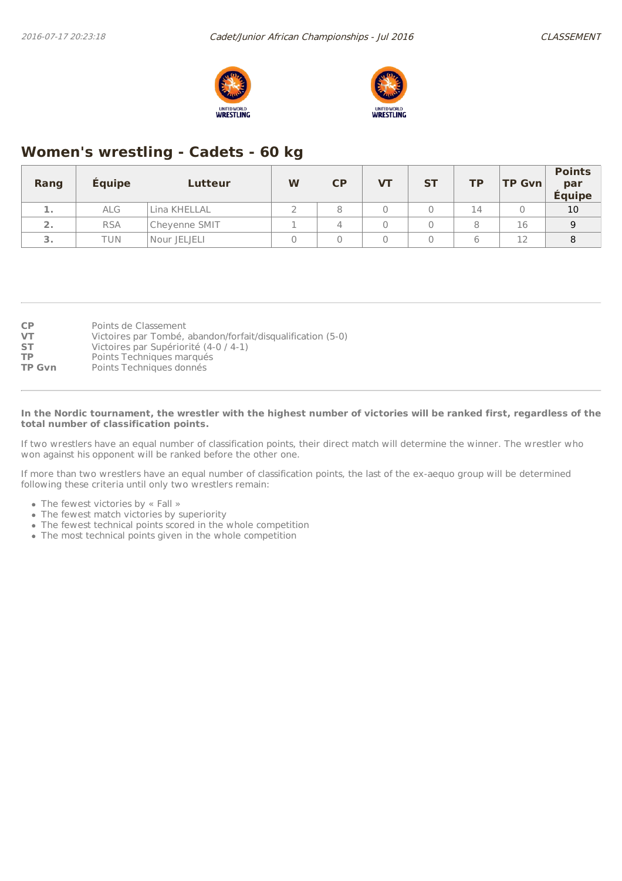## Women's wrestling - Cadets - 60 kg

| Rang | Équipe | Lutteur | W | CP | VT | ST | TP | TP Gvn | Points par Équipe |
|---|---|---|---|---|---|---|---|---|---|
| 1. | ALG | Lina KHELLAL | 2 | 8 | 0 | 0 | 14 | 0 | 10 |
| 2. | RSA | Cheyenne SMIT | 1 | 4 | 0 | 0 | 8 | 16 | 9 |
| 3. | TUN | Nour JELJELI | 0 | 0 | 0 | 0 | 6 | 12 | 8 |

**CP** Points de Classement
**VT** Victoires par Tombé, abandon/forfait/disqualification (5-0)
**ST** Victoires par Supériorité (4-0 / 4-1)
**TP** Points Techniques marqués
**TP Gvn** Points Techniques donnés

**In the Nordic tournament, the wrestler with the highest number of victories will be ranked first, regardless of the total number of classification points.**

If two wrestlers have an equal number of classification points, their direct match will determine the winner. The wrestler who won against his opponent will be ranked before the other one.

If more than two wrestlers have an equal number of classification points, the last of the ex-aequo group will be determined following these criteria until only two wrestlers remain:

- The fewest victories by « Fall »
- The fewest match victories by superiority
- The fewest technical points scored in the whole competition
- The most technical points given in the whole competition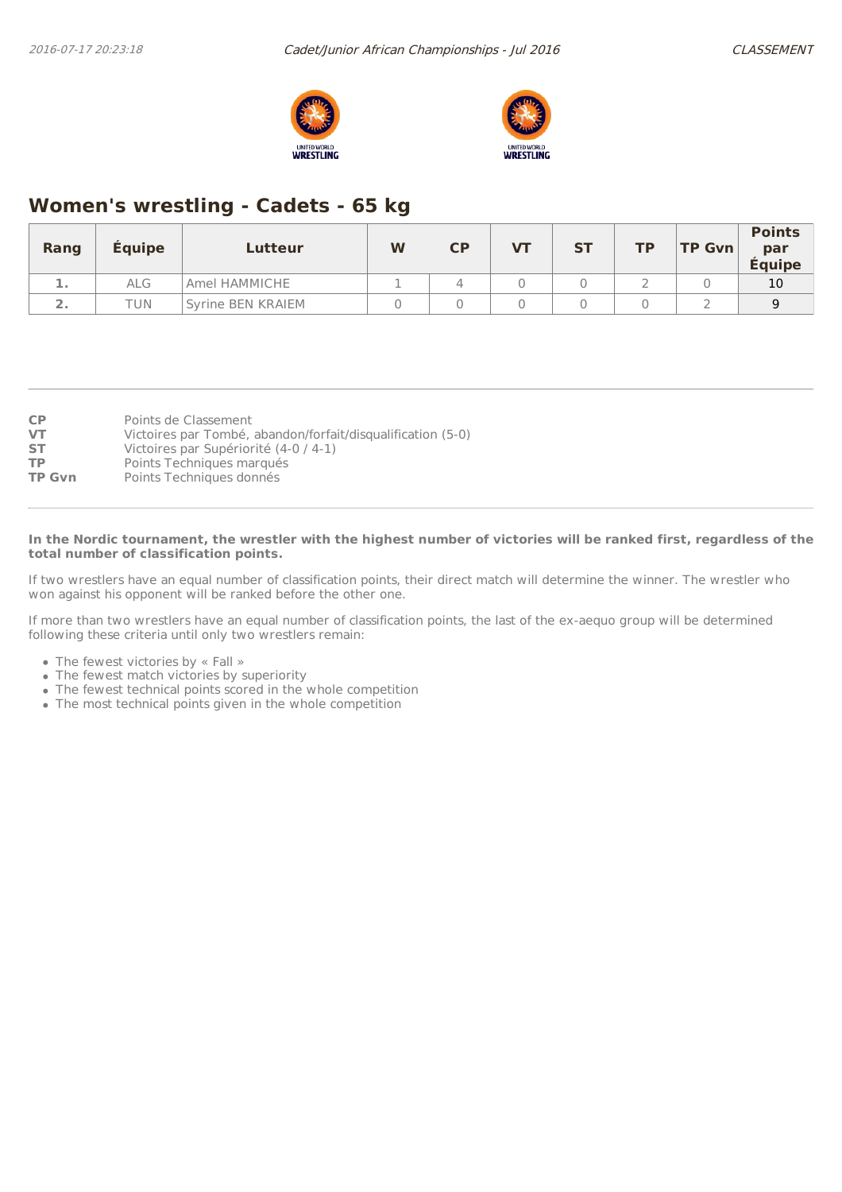## Women's wrestling - Cadets - 65 kg

| Rang | Équipe | Lutteur | W | CP | VT | ST | TP | TP Gvn | Points par Équipe |
|---|---|---|---|---|---|---|---|---|---|
| 1. | ALG | Amel HAMMICHE | 1 | 4 | 0 | 0 | 2 | 0 | 10 |
| 2. | TUN | Syrine BEN KRAIEM | 0 | 0 | 0 | 0 | 0 | 2 | 9 |

**CP** Points de Classement
**VT** Victoires par Tombé, abandon/forfait/disqualification (5-0)
**ST** Victoires par Supériorité (4-0 / 4-1)
**TP** Points Techniques marqués
**TP Gvn** Points Techniques donnés

**In the Nordic tournament, the wrestler with the highest number of victories will be ranked first, regardless of the total number of classification points.**

If two wrestlers have an equal number of classification points, their direct match will determine the winner. The wrestler who won against his opponent will be ranked before the other one.

If more than two wrestlers have an equal number of classification points, the last of the ex-aequo group will be determined following these criteria until only two wrestlers remain:

- The fewest victories by « Fall »
- The fewest match victories by superiority
- The fewest technical points scored in the whole competition
- The most technical points given in the whole competition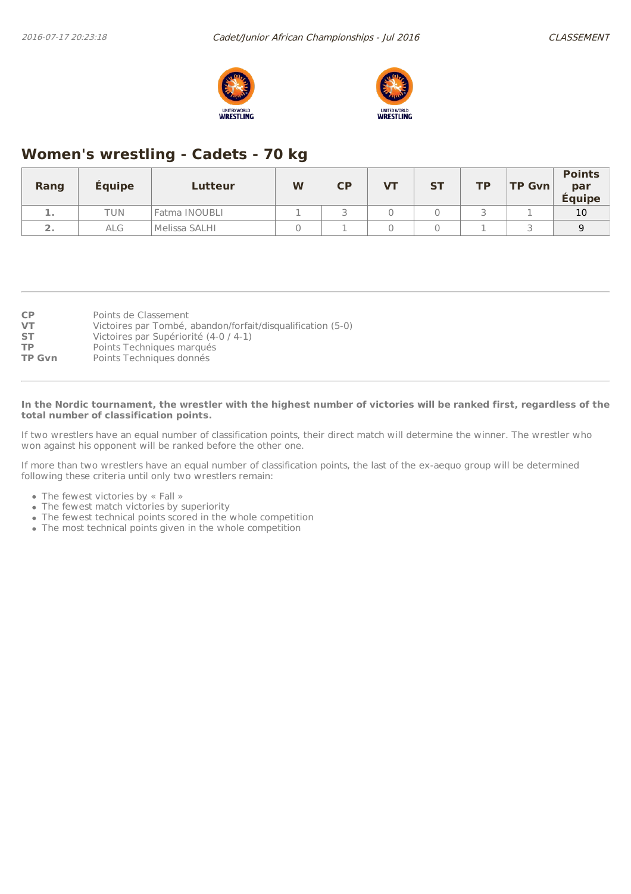## Women's wrestling - Cadets - 70 kg

| Rang | Équipe | Lutteur | W | CP | VT | ST | TP | TP Gvn | Points par Équipe |
|---|---|---|---|---|---|---|---|---|---|
| 1. | TUN | Fatma INOUBLI | 1 | 3 | 0 | 0 | 3 | 1 | 10 |
| 2. | ALG | Melissa SALHI | 0 | 1 | 0 | 0 | 1 | 3 | 9 |

**CP** Points de Classement
**VT** Victoires par Tombé, abandon/forfait/disqualification (5-0)
**ST** Victoires par Supériorité (4-0 / 4-1)
**TP** Points Techniques marqués
**TP Gvn** Points Techniques donnés

**In the Nordic tournament, the wrestler with the highest number of victories will be ranked first, regardless of the total number of classification points.**

If two wrestlers have an equal number of classification points, their direct match will determine the winner. The wrestler who won against his opponent will be ranked before the other one.

If more than two wrestlers have an equal number of classification points, the last of the ex-aequo group will be determined following these criteria until only two wrestlers remain:

- The fewest victories by « Fall »
- The fewest match victories by superiority
- The fewest technical points scored in the whole competition
- The most technical points given in the whole competition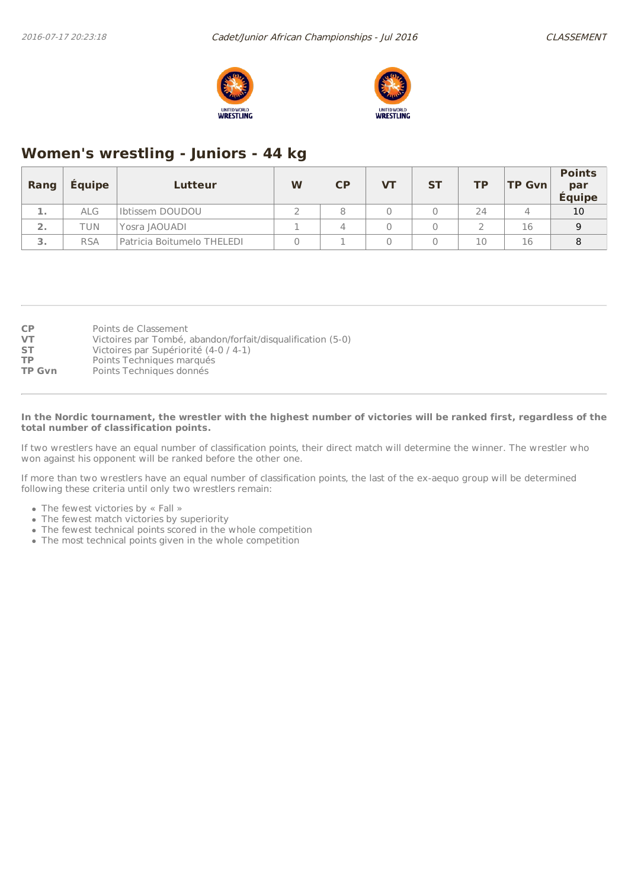## Women's wrestling - Juniors - 44 kg

| Rang | Équipe | Lutteur | W | CP | VT | ST | TP | TP Gvn | Points par Équipe |
|---|---|---|---|---|---|---|---|---|---|
| 1. | ALG | Ibtissem DOUDOU | 2 | 8 | 0 | 0 | 24 | 4 | 10 |
| 2. | TUN | Yosra JAOUADI | 1 | 4 | 0 | 0 | 2 | 16 | 9 |
| 3. | RSA | Patricia Boitumelo THELEDI | 0 | 1 | 0 | 0 | 10 | 16 | 8 |

**CP** Points de Classement
**VT** Victoires par Tombé, abandon/forfait/disqualification (5-0)
**ST** Victoires par Supériorité (4-0 / 4-1)
**TP** Points Techniques marqués
**TP Gvn** Points Techniques donnés

**In the Nordic tournament, the wrestler with the highest number of victories will be ranked first, regardless of the total number of classification points.**

If two wrestlers have an equal number of classification points, their direct match will determine the winner. The wrestler who won against his opponent will be ranked before the other one.

If more than two wrestlers have an equal number of classification points, the last of the ex-aequo group will be determined following these criteria until only two wrestlers remain:

- The fewest victories by « Fall »
- The fewest match victories by superiority
- The fewest technical points scored in the whole competition
- The most technical points given in the whole competition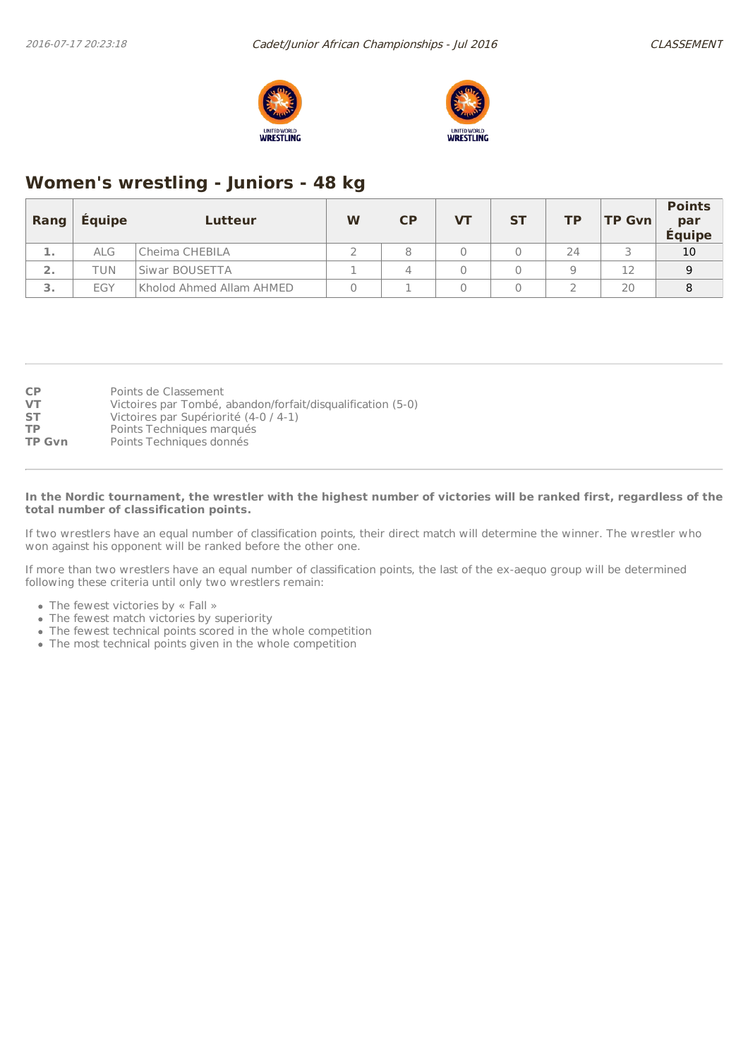## Women's wrestling - Juniors - 48 kg

| Rang | Équipe | Lutteur | W | CP | VT | ST | TP | TP Gvn | Points par Équipe |
|---|---|---|---|---|---|---|---|---|---|
| 1. | ALG | Cheima CHEBILA | 2 | 8 | 0 | 0 | 24 | 3 | 10 |
| 2. | TUN | Siwar BOUSETTA | 1 | 4 | 0 | 0 | 9 | 12 | 9 |
| 3. | EGY | Kholod Ahmed Allam AHMED | 0 | 1 | 0 | 0 | 2 | 20 | 8 |

**CP** Points de Classement
**VT** Victoires par Tombé, abandon/forfait/disqualification (5-0)
**ST** Victoires par Supériorité (4-0 / 4-1)
**TP** Points Techniques marqués
**TP Gvn** Points Techniques donnés

**In the Nordic tournament, the wrestler with the highest number of victories will be ranked first, regardless of the total number of classification points.**

If two wrestlers have an equal number of classification points, their direct match will determine the winner. The wrestler who won against his opponent will be ranked before the other one.

If more than two wrestlers have an equal number of classification points, the last of the ex-aequo group will be determined following these criteria until only two wrestlers remain:

- The fewest victories by « Fall »
- The fewest match victories by superiority
- The fewest technical points scored in the whole competition
- The most technical points given in the whole competition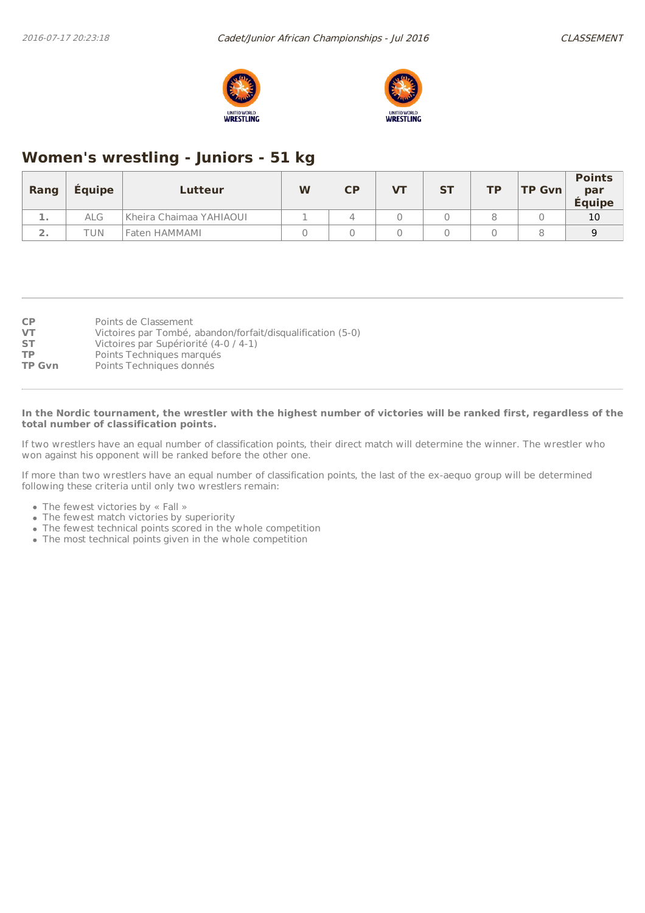## Women's wrestling - Juniors - 51 kg

| Rang | Équipe | Lutteur | W | CP | VT | ST | TP | TP Gvn | Points par Équipe |
|---|---|---|---|---|---|---|---|---|---|
| 1. | ALG | Kheira Chaimaa YAHIAOUI | 1 | 4 | 0 | 0 | 8 | 0 | 10 |
| 2. | TUN | Faten HAMMAMI | 0 | 0 | 0 | 0 | 0 | 8 | 9 |

**CP** Points de Classement
**VT** Victoires par Tombé, abandon/forfait/disqualification (5-0)
**ST** Victoires par Supériorité (4-0 / 4-1)
**TP** Points Techniques marqués
**TP Gvn** Points Techniques donnés

**In the Nordic tournament, the wrestler with the highest number of victories will be ranked first, regardless of the total number of classification points.**

If two wrestlers have an equal number of classification points, their direct match will determine the winner. The wrestler who won against his opponent will be ranked before the other one.

If more than two wrestlers have an equal number of classification points, the last of the ex-aequo group will be determined following these criteria until only two wrestlers remain:

- The fewest victories by « Fall »
- The fewest match victories by superiority
- The fewest technical points scored in the whole competition
- The most technical points given in the whole competition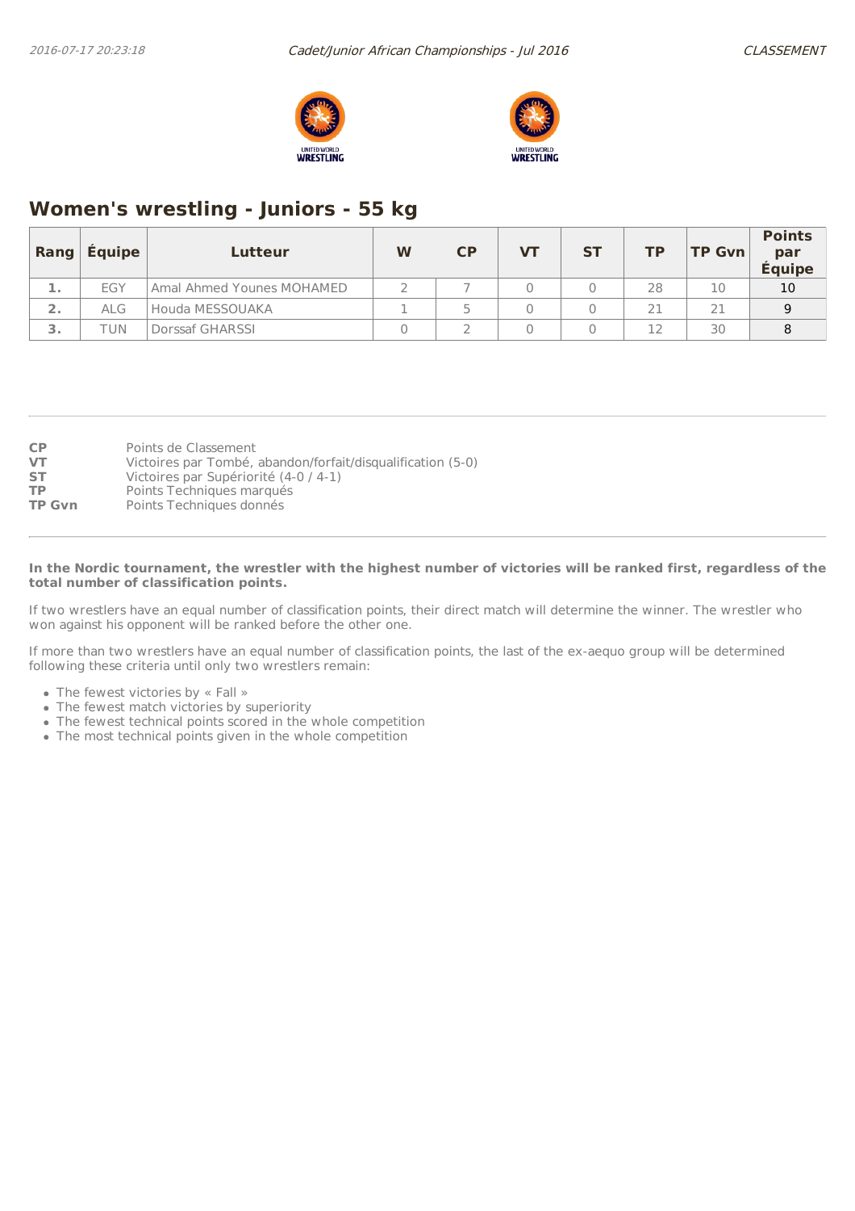## Women's wrestling - Juniors - 55 kg

| Rang | Équipe | Lutteur | W | CP | VT | ST | TP | TP Gvn | Points par Équipe |
|---|---|---|---|---|---|---|---|---|---|
| 1. | EGY | Amal Ahmed Younes MOHAMED | 2 | 7 | 0 | 0 | 28 | 10 | 10 |
| 2. | ALG | Houda MESSOUAKA | 1 | 5 | 0 | 0 | 21 | 21 | 9 |
| 3. | TUN | Dorssaf GHARSSI | 0 | 2 | 0 | 0 | 12 | 30 | 8 |

**CP** Points de Classement
**VT** Victoires par Tombé, abandon/forfait/disqualification (5-0)
**ST** Victoires par Supériorité (4-0 / 4-1)
**TP** Points Techniques marqués
**TP Gvn** Points Techniques donnés

**In the Nordic tournament, the wrestler with the highest number of victories will be ranked first, regardless of the total number of classification points.**

If two wrestlers have an equal number of classification points, their direct match will determine the winner. The wrestler who won against his opponent will be ranked before the other one.

If more than two wrestlers have an equal number of classification points, the last of the ex-aequo group will be determined following these criteria until only two wrestlers remain:

- The fewest victories by « Fall »
- The fewest match victories by superiority
- The fewest technical points scored in the whole competition
- The most technical points given in the whole competition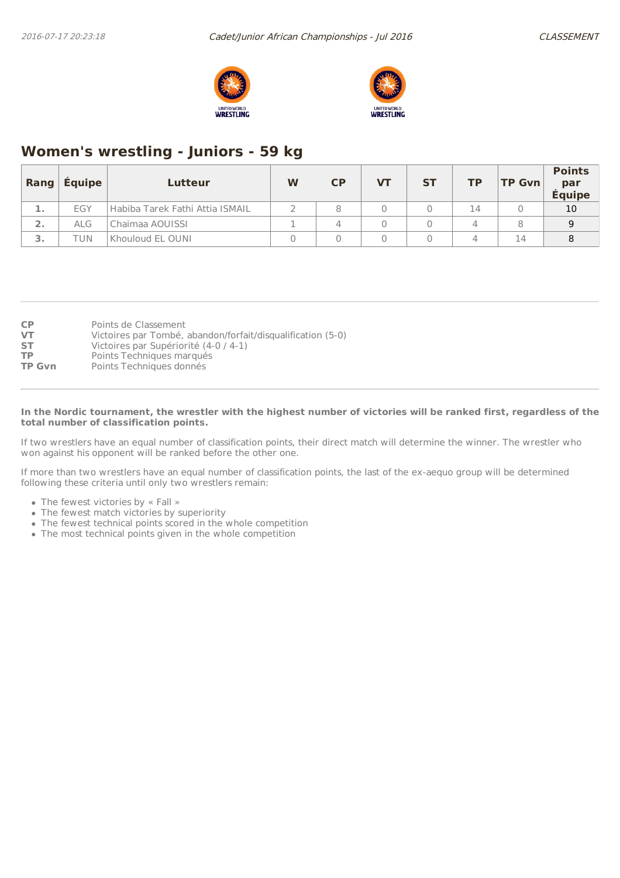## Women's wrestling - Juniors - 59 kg

| Rang | Équipe | Lutteur | W | CP | VT | ST | TP | TP Gvn | Points par Équipe |
|---|---|---|---|---|---|---|---|---|---|
| 1. | EGY | Habiba Tarek Fathi Attia ISMAIL | 2 | 8 | 0 | 0 | 14 | 0 | 10 |
| 2. | ALG | Chaimaa AOUISSI | 1 | 4 | 0 | 0 | 4 | 8 | 9 |
| 3. | TUN | Khouloud EL OUNI | 0 | 0 | 0 | 0 | 4 | 14 | 8 |

| | |
|---|---|
| **CP** | Points de Classement |
| **VT** | Victoires par Tombé, abandon/forfait/disqualification (5-0) |
| **ST** | Victoires par Supériorité (4-0 / 4-1) |
| **TP** | Points Techniques marqués |
| **TP Gvn** | Points Techniques donnés |

**In the Nordic tournament, the wrestler with the highest number of victories will be ranked first, regardless of the total number of classification points.**

If two wrestlers have an equal number of classification points, their direct match will determine the winner. The wrestler who won against his opponent will be ranked before the other one.

If more than two wrestlers have an equal number of classification points, the last of the ex-aequo group will be determined following these criteria until only two wrestlers remain:

- The fewest victories by « Fall »
- The fewest match victories by superiority
- The fewest technical points scored in the whole competition
- The most technical points given in the whole competition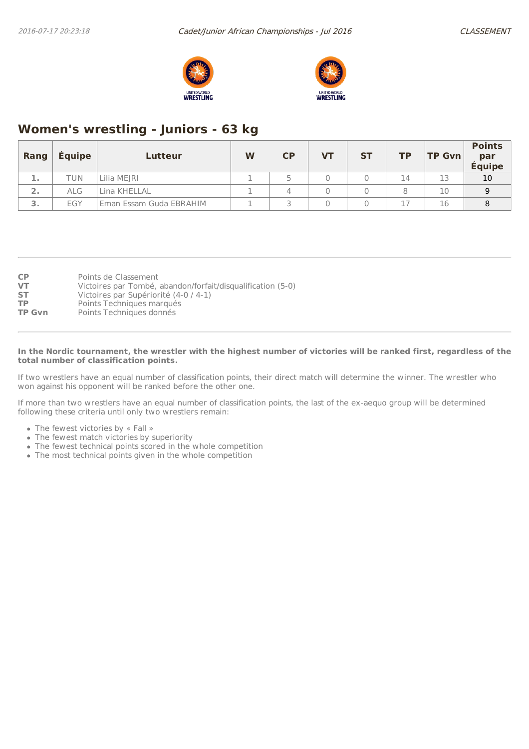## Women's wrestling - Juniors - 63 kg

| Rang | Équipe | Lutteur | W | CP | VT | ST | TP | TP Gvn | Points par Équipe |
|---|---|---|---|---|---|---|---|---|---|
| 1. | TUN | Lilia MEJRI | 1 | 5 | 0 | 0 | 14 | 13 | 10 |
| 2. | ALG | Lina KHELLAL | 1 | 4 | 0 | 0 | 8 | 10 | 9 |
| 3. | EGY | Eman Essam Guda EBRAHIM | 1 | 3 | 0 | 0 | 17 | 16 | 8 |

| | |
|---|---|
| **CP** | Points de Classement |
| **VT** | Victoires par Tombé, abandon/forfait/disqualification (5-0) |
| **ST** | Victoires par Supériorité (4-0 / 4-1) |
| **TP** | Points Techniques marqués |
| **TP Gvn** | Points Techniques donnés |

**In the Nordic tournament, the wrestler with the highest number of victories will be ranked first, regardless of the total number of classification points.**

If two wrestlers have an equal number of classification points, their direct match will determine the winner. The wrestler who won against his opponent will be ranked before the other one.

If more than two wrestlers have an equal number of classification points, the last of the ex-aequo group will be determined following these criteria until only two wrestlers remain:

- The fewest victories by « Fall »
- The fewest match victories by superiority
- The fewest technical points scored in the whole competition
- The most technical points given in the whole competition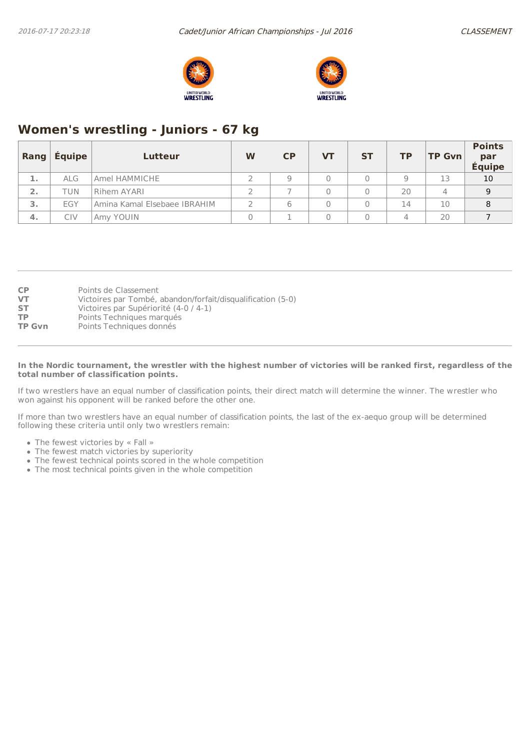## Women's wrestling - Juniors - 67 kg

| Rang | Équipe | Lutteur | W | CP | VT | ST | TP | TP Gvn | Points par Équipe |
|---|---|---|---|---|---|---|---|---|---|
| 1. | ALG | Amel HAMMICHE | 2 | 9 | 0 | 0 | 9 | 13 | 10 |
| 2. | TUN | Rihem AYARI | 2 | 7 | 0 | 0 | 20 | 4 | 9 |
| 3. | EGY | Amina Kamal Elsebaee IBRAHIM | 2 | 6 | 0 | 0 | 14 | 10 | 8 |
| 4. | CIV | Amy YOUIN | 0 | 1 | 0 | 0 | 4 | 20 | 7 |

**CP** Points de Classement
**VT** Victoires par Tombé, abandon/forfait/disqualification (5-0)
**ST** Victoires par Supériorité (4-0 / 4-1)
**TP** Points Techniques marqués
**TP Gvn** Points Techniques donnés

**In the Nordic tournament, the wrestler with the highest number of victories will be ranked first, regardless of the total number of classification points.**

If two wrestlers have an equal number of classification points, their direct match will determine the winner. The wrestler who won against his opponent will be ranked before the other one.

If more than two wrestlers have an equal number of classification points, the last of the ex-aequo group will be determined following these criteria until only two wrestlers remain:

- The fewest victories by « Fall »
- The fewest match victories by superiority
- The fewest technical points scored in the whole competition
- The most technical points given in the whole competition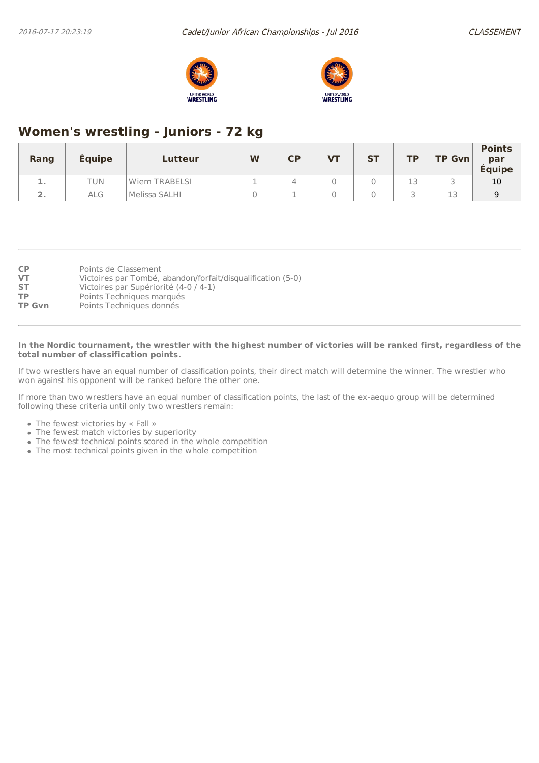## Women's wrestling - Juniors - 72 kg

| Rang | Équipe | Lutteur | W | CP | VT | ST | TP | TP Gvn | Points par Équipe |
|---|---|---|---|---|---|---|---|---|---|
| 1. | TUN | Wiem TRABELSI | 1 | 4 | 0 | 0 | 13 | 3 | 10 |
| 2. | ALG | Melissa SALHI | 0 | 1 | 0 | 0 | 3 | 13 | 9 |

**CP** Points de Classement
**VT** Victoires par Tombé, abandon/forfait/disqualification (5-0)
**ST** Victoires par Supériorité (4-0 / 4-1)
**TP** Points Techniques marqués
**TP Gvn** Points Techniques donnés

**In the Nordic tournament, the wrestler with the highest number of victories will be ranked first, regardless of the total number of classification points.**

If two wrestlers have an equal number of classification points, their direct match will determine the winner. The wrestler who won against his opponent will be ranked before the other one.

If more than two wrestlers have an equal number of classification points, the last of the ex-aequo group will be determined following these criteria until only two wrestlers remain:

- The fewest victories by « Fall »
- The fewest match victories by superiority
- The fewest technical points scored in the whole competition
- The most technical points given in the whole competition